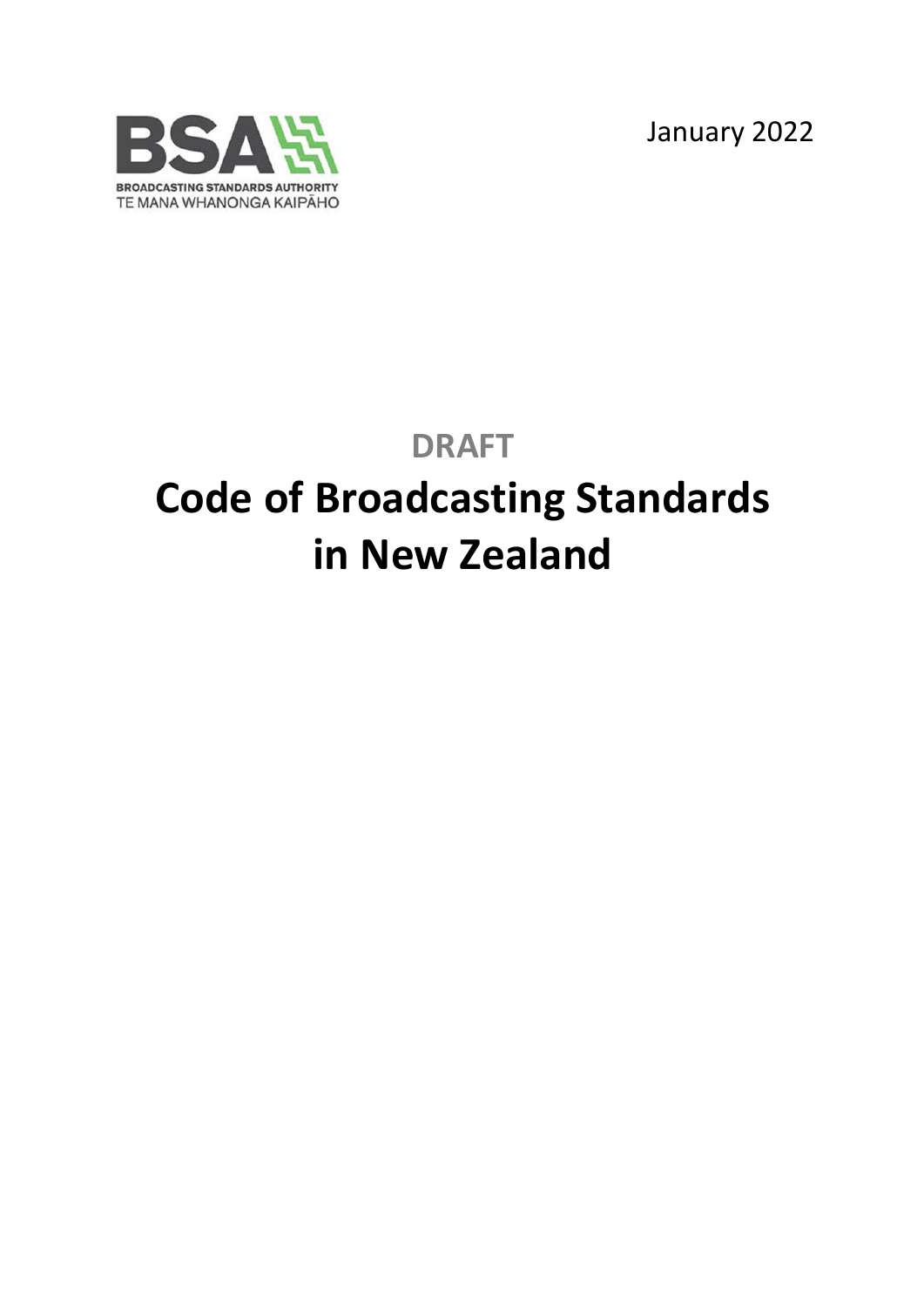BROADCASTING STANDARDS AUTHORITY
TE MANA WHANONGA KAIPĀHO

January 2022

**DRAFT**

# Code of Broadcasting Standards in New Zealand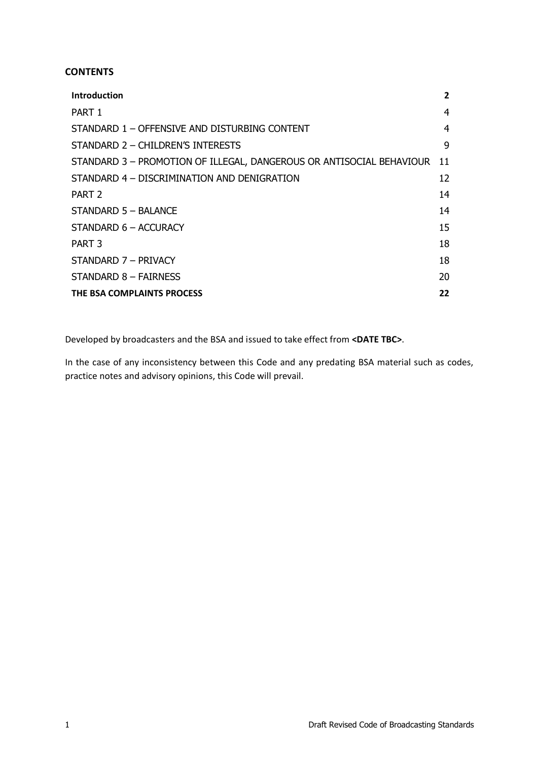## CONTENTS

| | |
|---|---|
| **Introduction** | **2** |
| PART 1 | 4 |
| STANDARD 1 – OFFENSIVE AND DISTURBING CONTENT | 4 |
| STANDARD 2 – CHILDREN'S INTERESTS | 9 |
| STANDARD 3 – PROMOTION OF ILLEGAL, DANGEROUS OR ANTISOCIAL BEHAVIOUR | 11 |
| STANDARD 4 – DISCRIMINATION AND DENIGRATION | 12 |
| PART 2 | 14 |
| STANDARD 5 – BALANCE | 14 |
| STANDARD 6 – ACCURACY | 15 |
| PART 3 | 18 |
| STANDARD 7 – PRIVACY | 18 |
| STANDARD 8 – FAIRNESS | 20 |
| **THE BSA COMPLAINTS PROCESS** | **22** |

Developed by broadcasters and the BSA and issued to take effect from **<DATE TBC>**.

In the case of any inconsistency between this Code and any predating BSA material such as codes, practice notes and advisory opinions, this Code will prevail.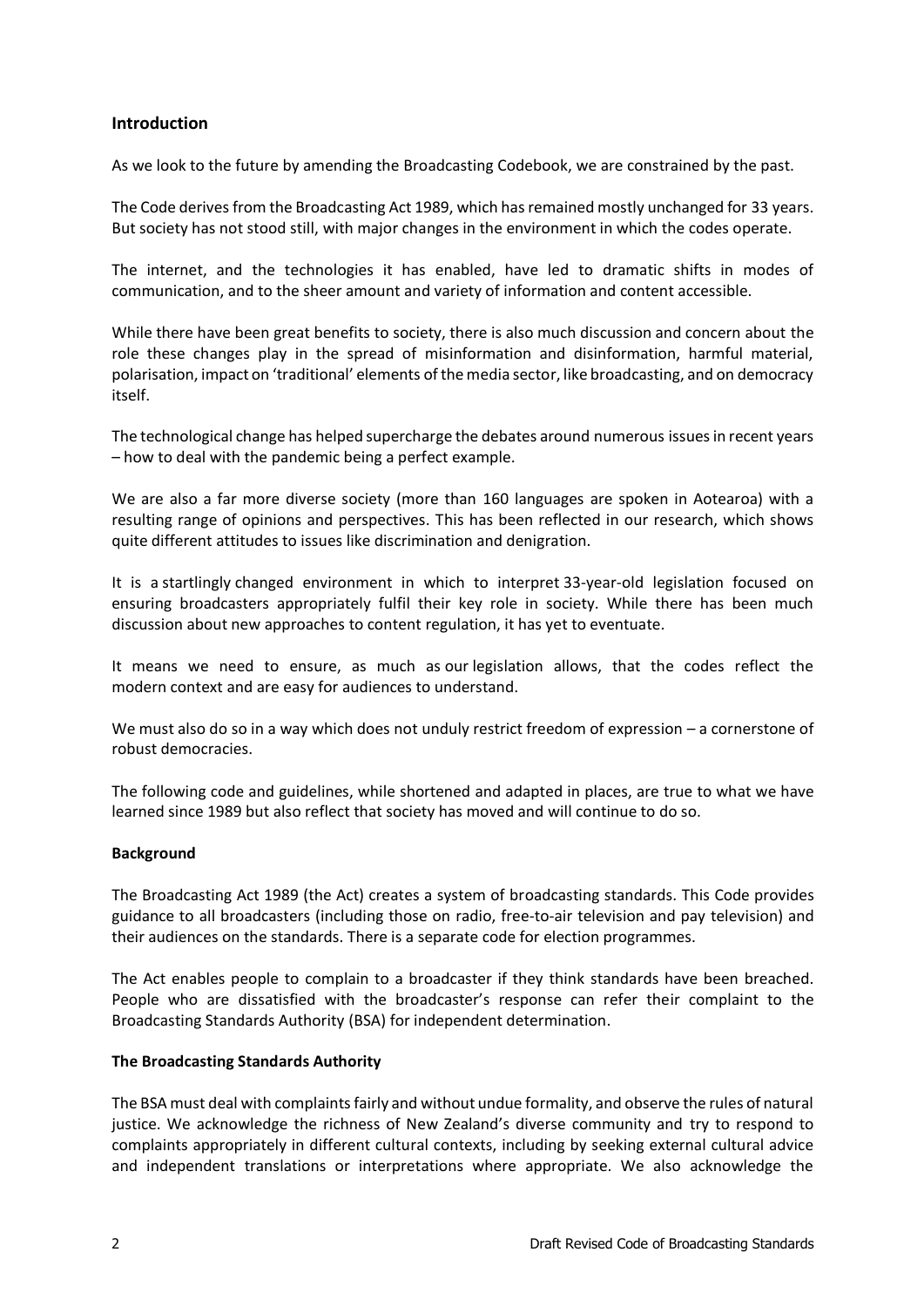## Introduction

As we look to the future by amending the Broadcasting Codebook, we are constrained by the past.

The Code derives from the Broadcasting Act 1989, which has remained mostly unchanged for 33 years. But society has not stood still, with major changes in the environment in which the codes operate.

The internet, and the technologies it has enabled, have led to dramatic shifts in modes of communication, and to the sheer amount and variety of information and content accessible.

While there have been great benefits to society, there is also much discussion and concern about the role these changes play in the spread of misinformation and disinformation, harmful material, polarisation, impact on 'traditional' elements of the media sector, like broadcasting, and on democracy itself.

The technological change has helped supercharge the debates around numerous issues in recent years – how to deal with the pandemic being a perfect example.

We are also a far more diverse society (more than 160 languages are spoken in Aotearoa) with a resulting range of opinions and perspectives. This has been reflected in our research, which shows quite different attitudes to issues like discrimination and denigration.

It is a startlingly changed environment in which to interpret 33-year-old legislation focused on ensuring broadcasters appropriately fulfil their key role in society. While there has been much discussion about new approaches to content regulation, it has yet to eventuate.

It means we need to ensure, as much as our legislation allows, that the codes reflect the modern context and are easy for audiences to understand.

We must also do so in a way which does not unduly restrict freedom of expression – a cornerstone of robust democracies.

The following code and guidelines, while shortened and adapted in places, are true to what we have learned since 1989 but also reflect that society has moved and will continue to do so.

### Background

The Broadcasting Act 1989 (the Act) creates a system of broadcasting standards. This Code provides guidance to all broadcasters (including those on radio, free-to-air television and pay television) and their audiences on the standards. There is a separate code for election programmes.

The Act enables people to complain to a broadcaster if they think standards have been breached. People who are dissatisfied with the broadcaster's response can refer their complaint to the Broadcasting Standards Authority (BSA) for independent determination.

### The Broadcasting Standards Authority

The BSA must deal with complaints fairly and without undue formality, and observe the rules of natural justice. We acknowledge the richness of New Zealand's diverse community and try to respond to complaints appropriately in different cultural contexts, including by seeking external cultural advice and independent translations or interpretations where appropriate. We also acknowledge the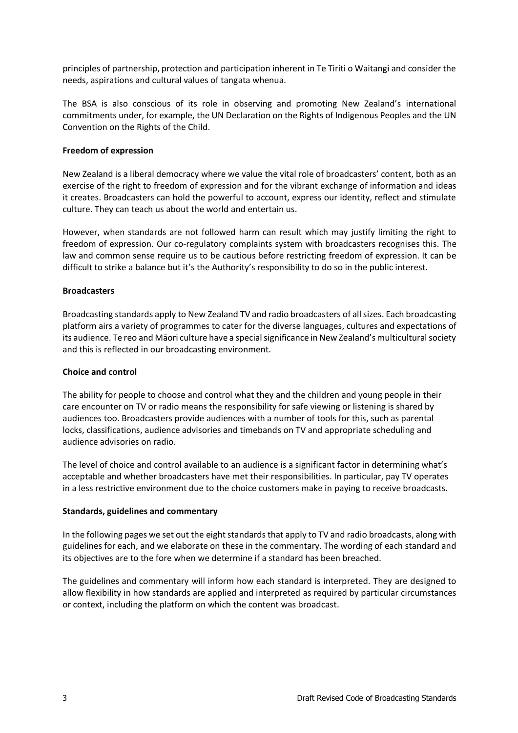principles of partnership, protection and participation inherent in Te Tiriti o Waitangi and consider the needs, aspirations and cultural values of tangata whenua.

The BSA is also conscious of its role in observing and promoting New Zealand's international commitments under, for example, the UN Declaration on the Rights of Indigenous Peoples and the UN Convention on the Rights of the Child.

**Freedom of expression**

New Zealand is a liberal democracy where we value the vital role of broadcasters' content, both as an exercise of the right to freedom of expression and for the vibrant exchange of information and ideas it creates. Broadcasters can hold the powerful to account, express our identity, reflect and stimulate culture. They can teach us about the world and entertain us.

However, when standards are not followed harm can result which may justify limiting the right to freedom of expression. Our co-regulatory complaints system with broadcasters recognises this. The law and common sense require us to be cautious before restricting freedom of expression. It can be difficult to strike a balance but it's the Authority's responsibility to do so in the public interest.

**Broadcasters**

Broadcasting standards apply to New Zealand TV and radio broadcasters of all sizes. Each broadcasting platform airs a variety of programmes to cater for the diverse languages, cultures and expectations of its audience. Te reo and Māori culture have a special significance in New Zealand's multicultural society and this is reflected in our broadcasting environment.

**Choice and control**

The ability for people to choose and control what they and the children and young people in their care encounter on TV or radio means the responsibility for safe viewing or listening is shared by audiences too. Broadcasters provide audiences with a number of tools for this, such as parental locks, classifications, audience advisories and timebands on TV and appropriate scheduling and audience advisories on radio.

The level of choice and control available to an audience is a significant factor in determining what's acceptable and whether broadcasters have met their responsibilities. In particular, pay TV operates in a less restrictive environment due to the choice customers make in paying to receive broadcasts.

**Standards, guidelines and commentary**

In the following pages we set out the eight standards that apply to TV and radio broadcasts, along with guidelines for each, and we elaborate on these in the commentary. The wording of each standard and its objectives are to the fore when we determine if a standard has been breached.

The guidelines and commentary will inform how each standard is interpreted. They are designed to allow flexibility in how standards are applied and interpreted as required by particular circumstances or context, including the platform on which the content was broadcast.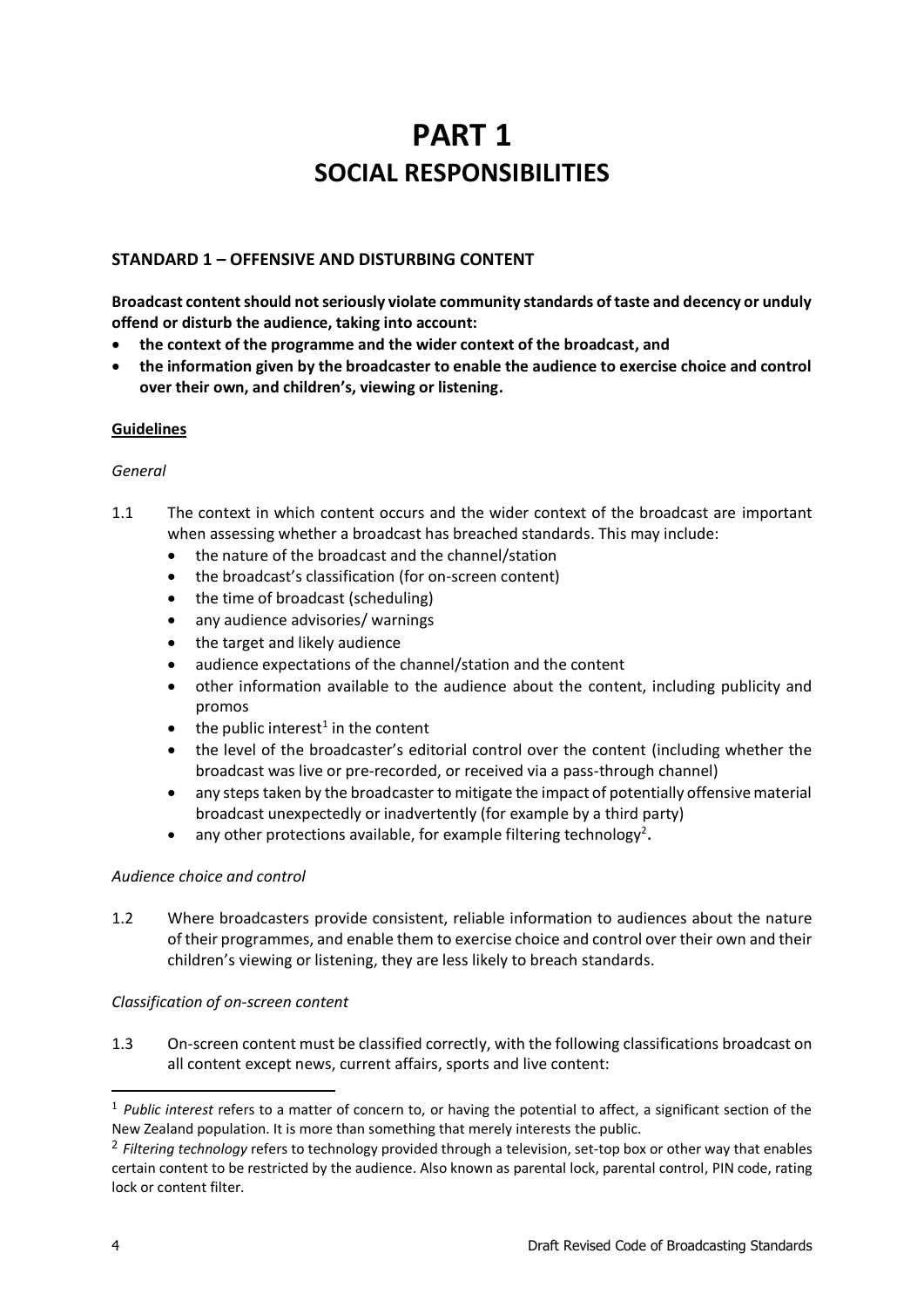# PART 1
## SOCIAL RESPONSIBILITIES

### STANDARD 1 – OFFENSIVE AND DISTURBING CONTENT

**Broadcast content should not seriously violate community standards of taste and decency or unduly offend or disturb the audience, taking into account:**

- **the context of the programme and the wider context of the broadcast, and**
- **the information given by the broadcaster to enable the audience to exercise choice and control over their own, and children's, viewing or listening.**

**Guidelines**

*General*

1.1 The context in which content occurs and the wider context of the broadcast are important when assessing whether a broadcast has breached standards. This may include:

- the nature of the broadcast and the channel/station
- the broadcast's classification (for on-screen content)
- the time of broadcast (scheduling)
- any audience advisories/ warnings
- the target and likely audience
- audience expectations of the channel/station and the content
- other information available to the audience about the content, including publicity and promos
- the public interest[1] in the content
- the level of the broadcaster's editorial control over the content (including whether the broadcast was live or pre-recorded, or received via a pass-through channel)
- any steps taken by the broadcaster to mitigate the impact of potentially offensive material broadcast unexpectedly or inadvertently (for example by a third party)
- any other protections available, for example filtering technology[2].

*Audience choice and control*

1.2 Where broadcasters provide consistent, reliable information to audiences about the nature of their programmes, and enable them to exercise choice and control over their own and their children's viewing or listening, they are less likely to breach standards.

*Classification of on-screen content*

1.3 On-screen content must be classified correctly, with the following classifications broadcast on all content except news, current affairs, sports and live content:

[1] *Public interest* refers to a matter of concern to, or having the potential to affect, a significant section of the New Zealand population. It is more than something that merely interests the public.

[2] *Filtering technology* refers to technology provided through a television, set-top box or other way that enables certain content to be restricted by the audience. Also known as parental lock, parental control, PIN code, rating lock or content filter.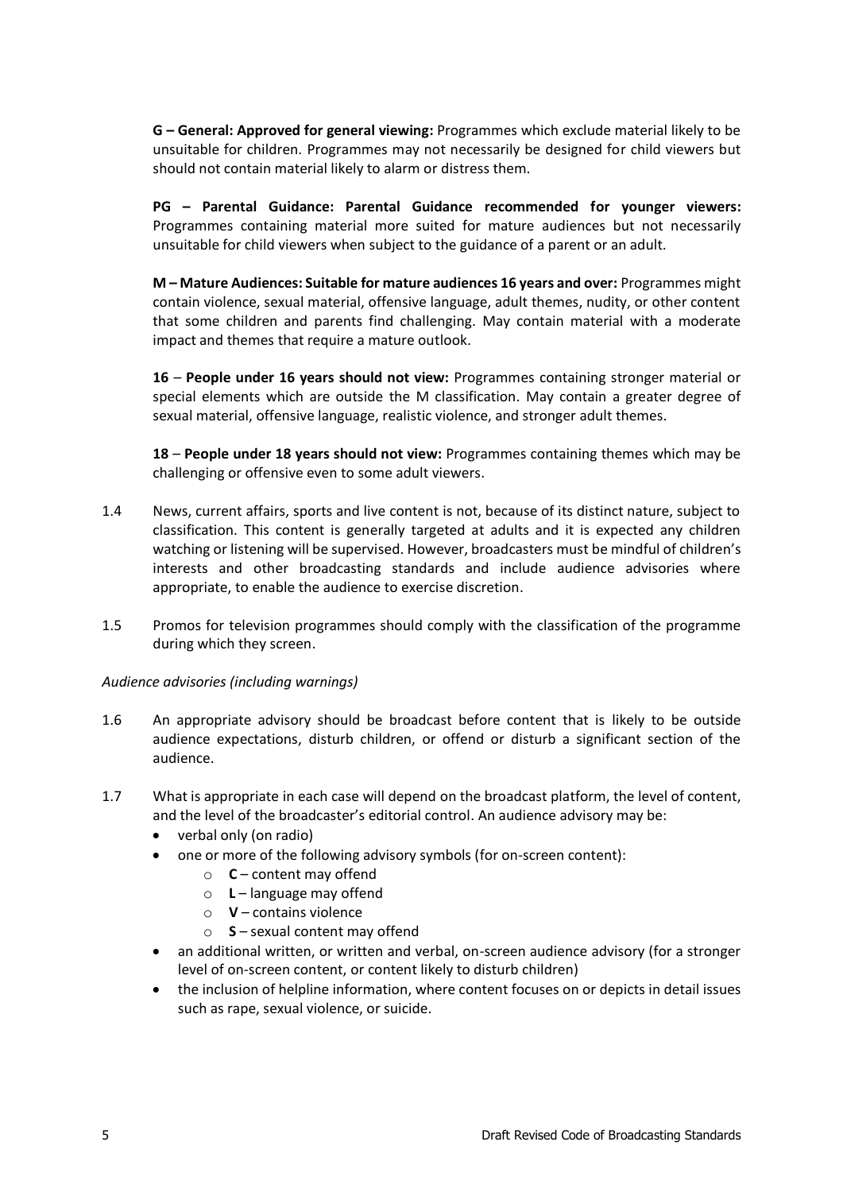**G – General: Approved for general viewing:** Programmes which exclude material likely to be unsuitable for children. Programmes may not necessarily be designed for child viewers but should not contain material likely to alarm or distress them.

**PG – Parental Guidance: Parental Guidance recommended for younger viewers:** Programmes containing material more suited for mature audiences but not necessarily unsuitable for child viewers when subject to the guidance of a parent or an adult.

**M – Mature Audiences: Suitable for mature audiences 16 years and over:** Programmes might contain violence, sexual material, offensive language, adult themes, nudity, or other content that some children and parents find challenging. May contain material with a moderate impact and themes that require a mature outlook.

**16** – **People under 16 years should not view:** Programmes containing stronger material or special elements which are outside the M classification. May contain a greater degree of sexual material, offensive language, realistic violence, and stronger adult themes.

**18** – **People under 18 years should not view:** Programmes containing themes which may be challenging or offensive even to some adult viewers.

1.4 News, current affairs, sports and live content is not, because of its distinct nature, subject to classification. This content is generally targeted at adults and it is expected any children watching or listening will be supervised. However, broadcasters must be mindful of children's interests and other broadcasting standards and include audience advisories where appropriate, to enable the audience to exercise discretion.

1.5 Promos for television programmes should comply with the classification of the programme during which they screen.

*Audience advisories (including warnings)*

1.6 An appropriate advisory should be broadcast before content that is likely to be outside audience expectations, disturb children, or offend or disturb a significant section of the audience.

1.7 What is appropriate in each case will depend on the broadcast platform, the level of content, and the level of the broadcaster's editorial control. An audience advisory may be:

- verbal only (on radio)
- one or more of the following advisory symbols (for on-screen content):
  - **C** – content may offend
  - **L** – language may offend
  - **V** – contains violence
  - **S** – sexual content may offend
- an additional written, or written and verbal, on-screen audience advisory (for a stronger level of on-screen content, or content likely to disturb children)
- the inclusion of helpline information, where content focuses on or depicts in detail issues such as rape, sexual violence, or suicide.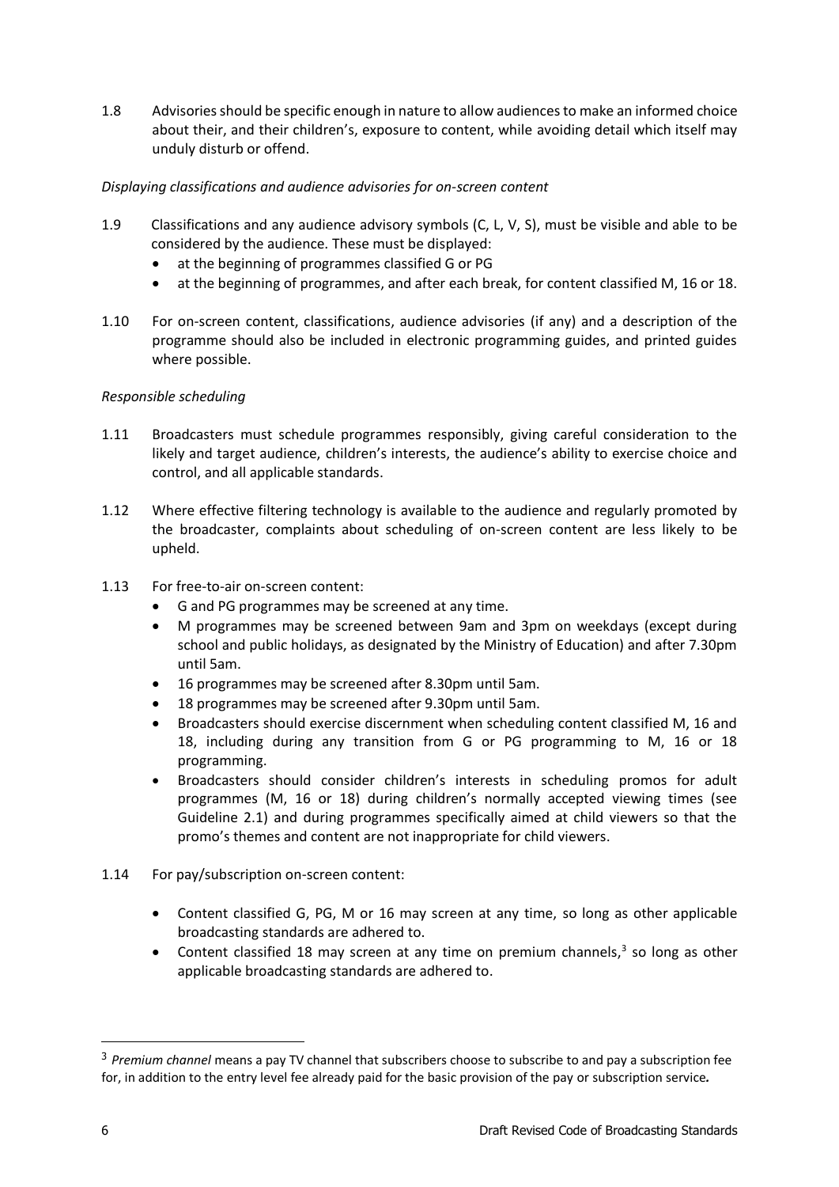1.8 Advisories should be specific enough in nature to allow audiences to make an informed choice about their, and their children's, exposure to content, while avoiding detail which itself may unduly disturb or offend.

*Displaying classifications and audience advisories for on-screen content*

1.9 Classifications and any audience advisory symbols (C, L, V, S), must be visible and able to be considered by the audience. These must be displayed:

- at the beginning of programmes classified G or PG
- at the beginning of programmes, and after each break, for content classified M, 16 or 18.

1.10 For on-screen content, classifications, audience advisories (if any) and a description of the programme should also be included in electronic programming guides, and printed guides where possible.

*Responsible scheduling*

1.11 Broadcasters must schedule programmes responsibly, giving careful consideration to the likely and target audience, children's interests, the audience's ability to exercise choice and control, and all applicable standards.

1.12 Where effective filtering technology is available to the audience and regularly promoted by the broadcaster, complaints about scheduling of on-screen content are less likely to be upheld.

1.13 For free-to-air on-screen content:

- G and PG programmes may be screened at any time.
- M programmes may be screened between 9am and 3pm on weekdays (except during school and public holidays, as designated by the Ministry of Education) and after 7.30pm until 5am.
- 16 programmes may be screened after 8.30pm until 5am.
- 18 programmes may be screened after 9.30pm until 5am.
- Broadcasters should exercise discernment when scheduling content classified M, 16 and 18, including during any transition from G or PG programming to M, 16 or 18 programming.
- Broadcasters should consider children's interests in scheduling promos for adult programmes (M, 16 or 18) during children's normally accepted viewing times (see Guideline 2.1) and during programmes specifically aimed at child viewers so that the promo's themes and content are not inappropriate for child viewers.

1.14 For pay/subscription on-screen content:

- Content classified G, PG, M or 16 may screen at any time, so long as other applicable broadcasting standards are adhered to.
- Content classified 18 may screen at any time on premium channels,[3] so long as other applicable broadcasting standards are adhered to.

---

[3] *Premium channel* means a pay TV channel that subscribers choose to subscribe to and pay a subscription fee for, in addition to the entry level fee already paid for the basic provision of the pay or subscription service.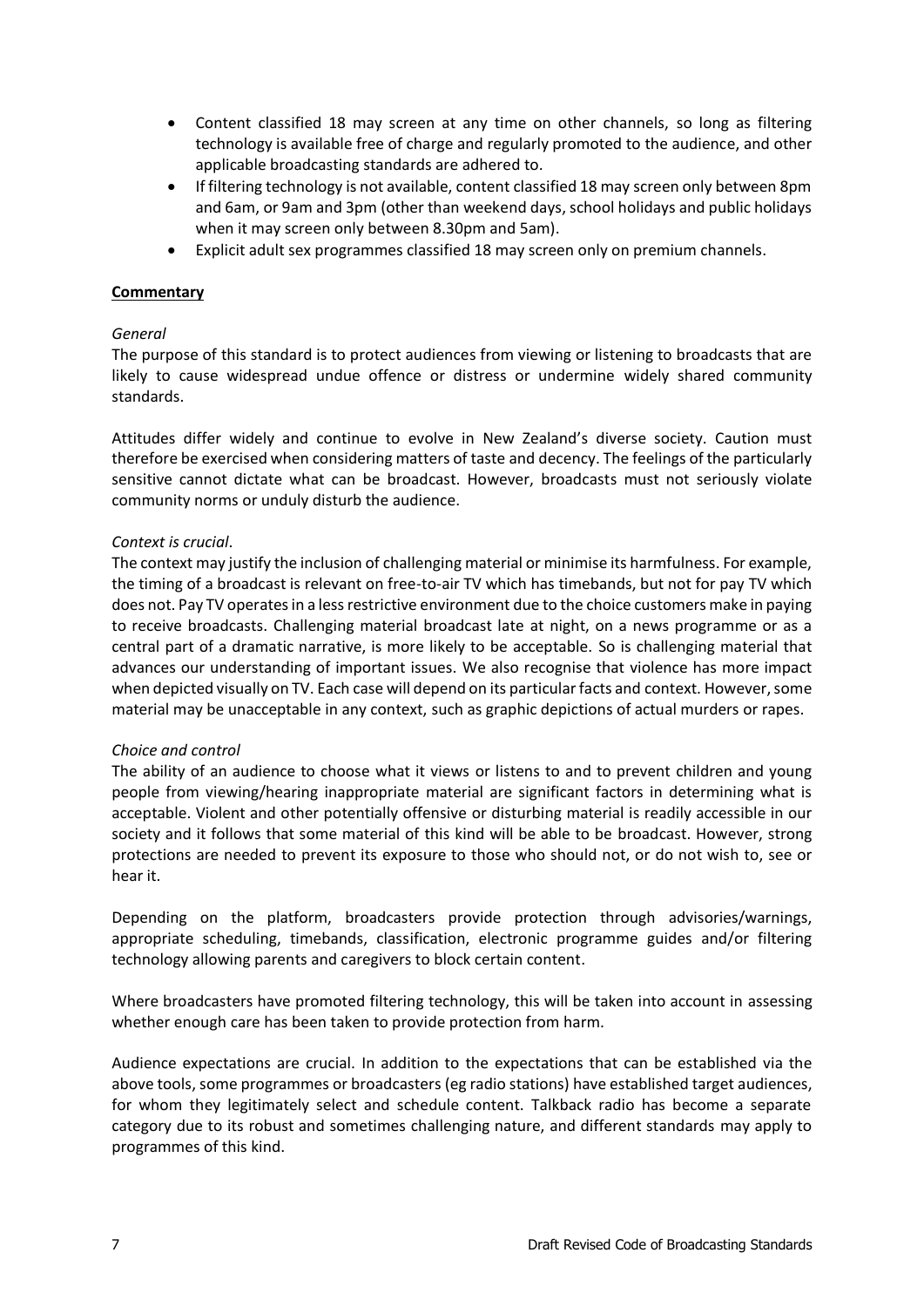- Content classified 18 may screen at any time on other channels, so long as filtering technology is available free of charge and regularly promoted to the audience, and other applicable broadcasting standards are adhered to.
- If filtering technology is not available, content classified 18 may screen only between 8pm and 6am, or 9am and 3pm (other than weekend days, school holidays and public holidays when it may screen only between 8.30pm and 5am).
- Explicit adult sex programmes classified 18 may screen only on premium channels.

**Commentary**

*General*

The purpose of this standard is to protect audiences from viewing or listening to broadcasts that are likely to cause widespread undue offence or distress or undermine widely shared community standards.

Attitudes differ widely and continue to evolve in New Zealand's diverse society. Caution must therefore be exercised when considering matters of taste and decency. The feelings of the particularly sensitive cannot dictate what can be broadcast. However, broadcasts must not seriously violate community norms or unduly disturb the audience.

*Context is crucial*.

The context may justify the inclusion of challenging material or minimise its harmfulness. For example, the timing of a broadcast is relevant on free-to-air TV which has timebands, but not for pay TV which does not. Pay TV operates in a less restrictive environment due to the choice customers make in paying to receive broadcasts. Challenging material broadcast late at night, on a news programme or as a central part of a dramatic narrative, is more likely to be acceptable. So is challenging material that advances our understanding of important issues. We also recognise that violence has more impact when depicted visually on TV. Each case will depend on its particular facts and context. However, some material may be unacceptable in any context, such as graphic depictions of actual murders or rapes.

*Choice and control*

The ability of an audience to choose what it views or listens to and to prevent children and young people from viewing/hearing inappropriate material are significant factors in determining what is acceptable. Violent and other potentially offensive or disturbing material is readily accessible in our society and it follows that some material of this kind will be able to be broadcast. However, strong protections are needed to prevent its exposure to those who should not, or do not wish to, see or hear it.

Depending on the platform, broadcasters provide protection through advisories/warnings, appropriate scheduling, timebands, classification, electronic programme guides and/or filtering technology allowing parents and caregivers to block certain content.

Where broadcasters have promoted filtering technology, this will be taken into account in assessing whether enough care has been taken to provide protection from harm.

Audience expectations are crucial. In addition to the expectations that can be established via the above tools, some programmes or broadcasters (eg radio stations) have established target audiences, for whom they legitimately select and schedule content. Talkback radio has become a separate category due to its robust and sometimes challenging nature, and different standards may apply to programmes of this kind.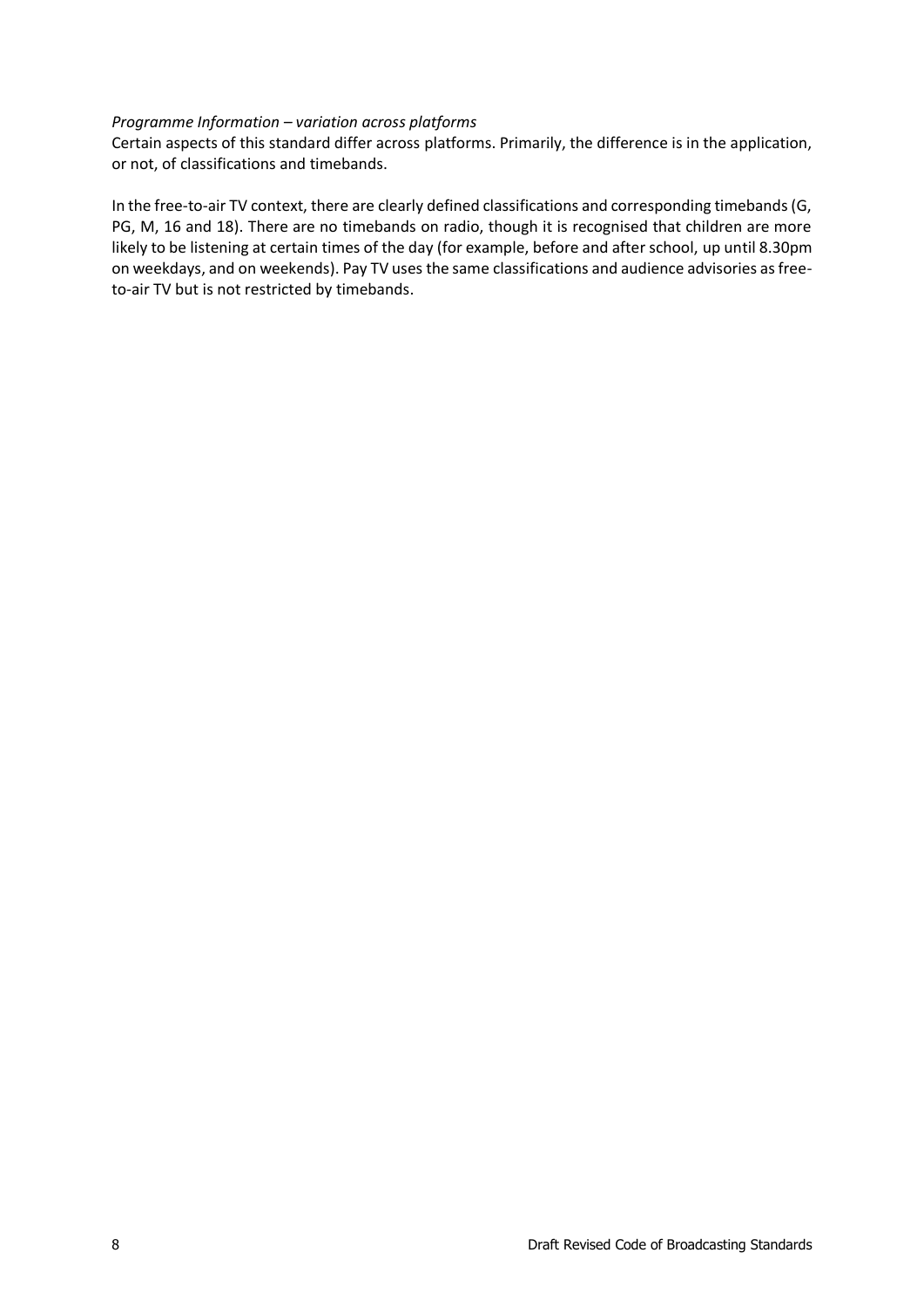*Programme Information – variation across platforms*

Certain aspects of this standard differ across platforms. Primarily, the difference is in the application, or not, of classifications and timebands.

In the free-to-air TV context, there are clearly defined classifications and corresponding timebands (G, PG, M, 16 and 18). There are no timebands on radio, though it is recognised that children are more likely to be listening at certain times of the day (for example, before and after school, up until 8.30pm on weekdays, and on weekends). Pay TV uses the same classifications and audience advisories as free-to-air TV but is not restricted by timebands.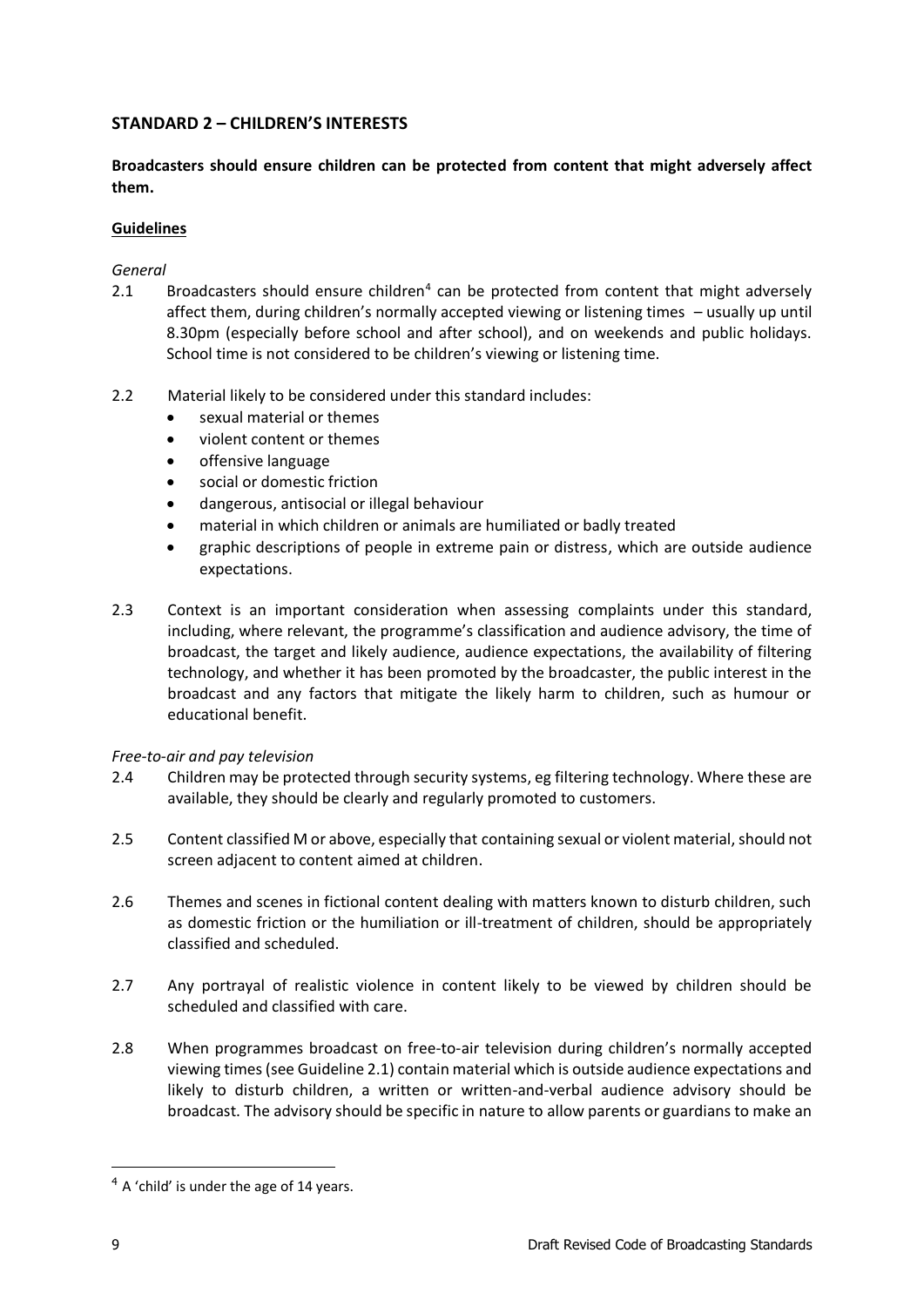## STANDARD 2 – CHILDREN'S INTERESTS

**Broadcasters should ensure children can be protected from content that might adversely affect them.**

**Guidelines**

*General*

2.1 Broadcasters should ensure children[4] can be protected from content that might adversely affect them, during children's normally accepted viewing or listening times – usually up until 8.30pm (especially before school and after school), and on weekends and public holidays. School time is not considered to be children's viewing or listening time.

2.2 Material likely to be considered under this standard includes:

- sexual material or themes
- violent content or themes
- offensive language
- social or domestic friction
- dangerous, antisocial or illegal behaviour
- material in which children or animals are humiliated or badly treated
- graphic descriptions of people in extreme pain or distress, which are outside audience expectations.

2.3 Context is an important consideration when assessing complaints under this standard, including, where relevant, the programme's classification and audience advisory, the time of broadcast, the target and likely audience, audience expectations, the availability of filtering technology, and whether it has been promoted by the broadcaster, the public interest in the broadcast and any factors that mitigate the likely harm to children, such as humour or educational benefit.

*Free-to-air and pay television*

2.4 Children may be protected through security systems, eg filtering technology. Where these are available, they should be clearly and regularly promoted to customers.

2.5 Content classified M or above, especially that containing sexual or violent material, should not screen adjacent to content aimed at children.

2.6 Themes and scenes in fictional content dealing with matters known to disturb children, such as domestic friction or the humiliation or ill-treatment of children, should be appropriately classified and scheduled.

2.7 Any portrayal of realistic violence in content likely to be viewed by children should be scheduled and classified with care.

2.8 When programmes broadcast on free-to-air television during children's normally accepted viewing times (see Guideline 2.1) contain material which is outside audience expectations and likely to disturb children, a written or written-and-verbal audience advisory should be broadcast. The advisory should be specific in nature to allow parents or guardians to make an

[4] A 'child' is under the age of 14 years.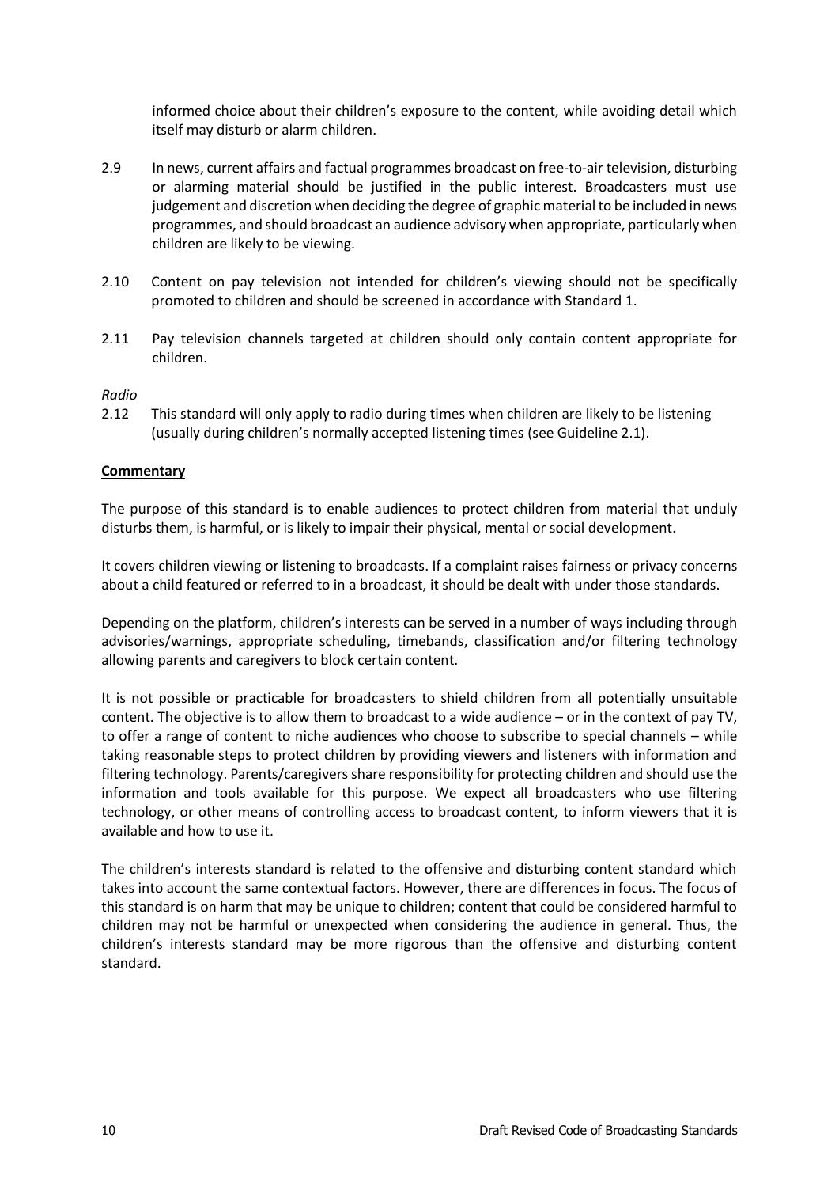informed choice about their children's exposure to the content, while avoiding detail which itself may disturb or alarm children.

2.9 In news, current affairs and factual programmes broadcast on free-to-air television, disturbing or alarming material should be justified in the public interest. Broadcasters must use judgement and discretion when deciding the degree of graphic material to be included in news programmes, and should broadcast an audience advisory when appropriate, particularly when children are likely to be viewing.

2.10 Content on pay television not intended for children's viewing should not be specifically promoted to children and should be screened in accordance with Standard 1.

2.11 Pay television channels targeted at children should only contain content appropriate for children.

*Radio*

2.12 This standard will only apply to radio during times when children are likely to be listening (usually during children's normally accepted listening times (see Guideline 2.1).

**Commentary**

The purpose of this standard is to enable audiences to protect children from material that unduly disturbs them, is harmful, or is likely to impair their physical, mental or social development.

It covers children viewing or listening to broadcasts. If a complaint raises fairness or privacy concerns about a child featured or referred to in a broadcast, it should be dealt with under those standards.

Depending on the platform, children's interests can be served in a number of ways including through advisories/warnings, appropriate scheduling, timebands, classification and/or filtering technology allowing parents and caregivers to block certain content.

It is not possible or practicable for broadcasters to shield children from all potentially unsuitable content. The objective is to allow them to broadcast to a wide audience – or in the context of pay TV, to offer a range of content to niche audiences who choose to subscribe to special channels – while taking reasonable steps to protect children by providing viewers and listeners with information and filtering technology. Parents/caregivers share responsibility for protecting children and should use the information and tools available for this purpose. We expect all broadcasters who use filtering technology, or other means of controlling access to broadcast content, to inform viewers that it is available and how to use it.

The children's interests standard is related to the offensive and disturbing content standard which takes into account the same contextual factors. However, there are differences in focus. The focus of this standard is on harm that may be unique to children; content that could be considered harmful to children may not be harmful or unexpected when considering the audience in general. Thus, the children's interests standard may be more rigorous than the offensive and disturbing content standard.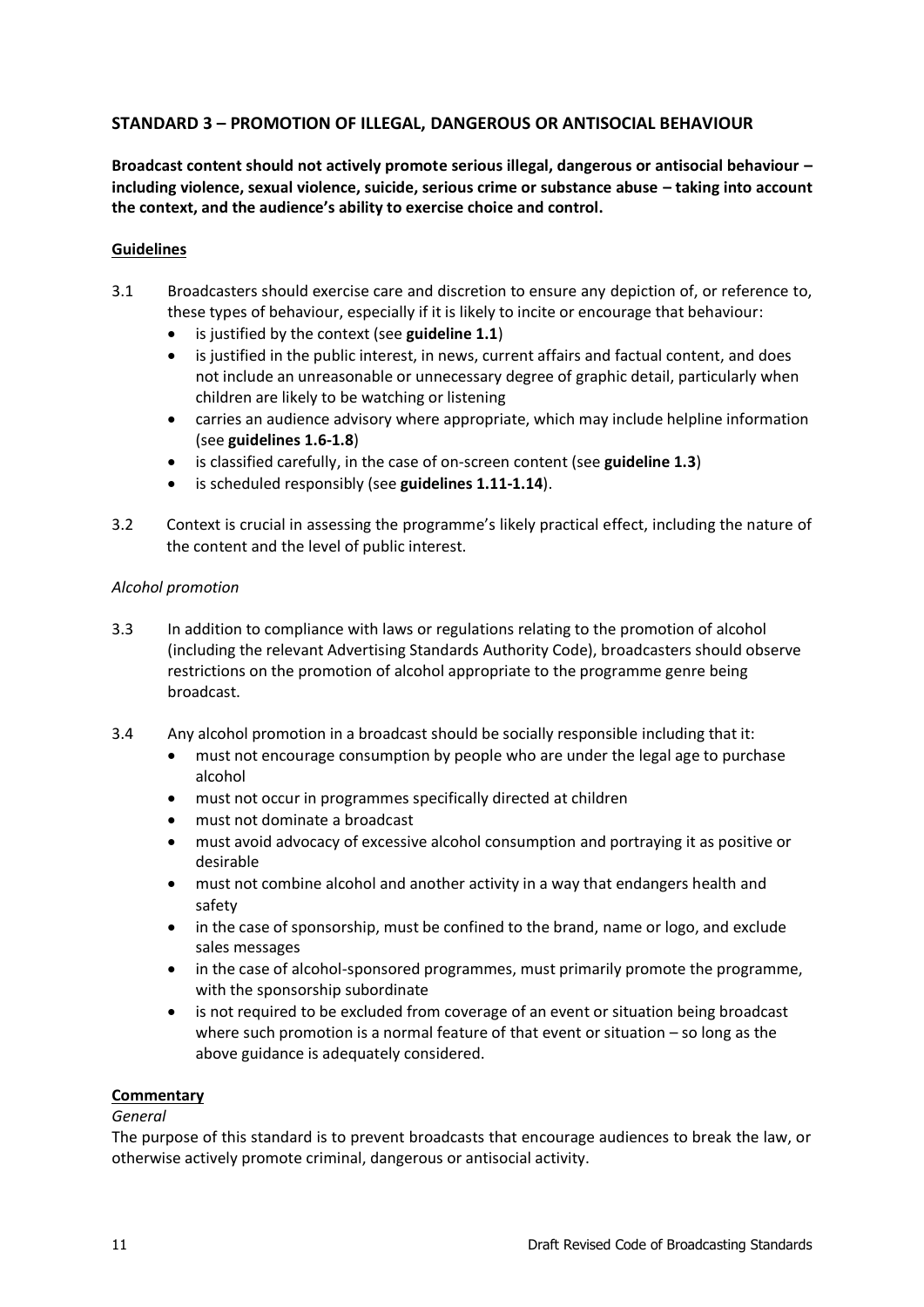## STANDARD 3 – PROMOTION OF ILLEGAL, DANGEROUS OR ANTISOCIAL BEHAVIOUR

**Broadcast content should not actively promote serious illegal, dangerous or antisocial behaviour – including violence, sexual violence, suicide, serious crime or substance abuse – taking into account the context, and the audience's ability to exercise choice and control.**

### Guidelines

3.1 Broadcasters should exercise care and discretion to ensure any depiction of, or reference to, these types of behaviour, especially if it is likely to incite or encourage that behaviour:

- is justified by the context (see **guideline 1.1**)
- is justified in the public interest, in news, current affairs and factual content, and does not include an unreasonable or unnecessary degree of graphic detail, particularly when children are likely to be watching or listening
- carries an audience advisory where appropriate, which may include helpline information (see **guidelines 1.6-1.8**)
- is classified carefully, in the case of on-screen content (see **guideline 1.3**)
- is scheduled responsibly (see **guidelines 1.11-1.14**).

3.2 Context is crucial in assessing the programme's likely practical effect, including the nature of the content and the level of public interest.

*Alcohol promotion*

3.3 In addition to compliance with laws or regulations relating to the promotion of alcohol (including the relevant Advertising Standards Authority Code), broadcasters should observe restrictions on the promotion of alcohol appropriate to the programme genre being broadcast.

3.4 Any alcohol promotion in a broadcast should be socially responsible including that it:

- must not encourage consumption by people who are under the legal age to purchase alcohol
- must not occur in programmes specifically directed at children
- must not dominate a broadcast
- must avoid advocacy of excessive alcohol consumption and portraying it as positive or desirable
- must not combine alcohol and another activity in a way that endangers health and safety
- in the case of sponsorship, must be confined to the brand, name or logo, and exclude sales messages
- in the case of alcohol-sponsored programmes, must primarily promote the programme, with the sponsorship subordinate
- is not required to be excluded from coverage of an event or situation being broadcast where such promotion is a normal feature of that event or situation – so long as the above guidance is adequately considered.

### Commentary

*General*

The purpose of this standard is to prevent broadcasts that encourage audiences to break the law, or otherwise actively promote criminal, dangerous or antisocial activity.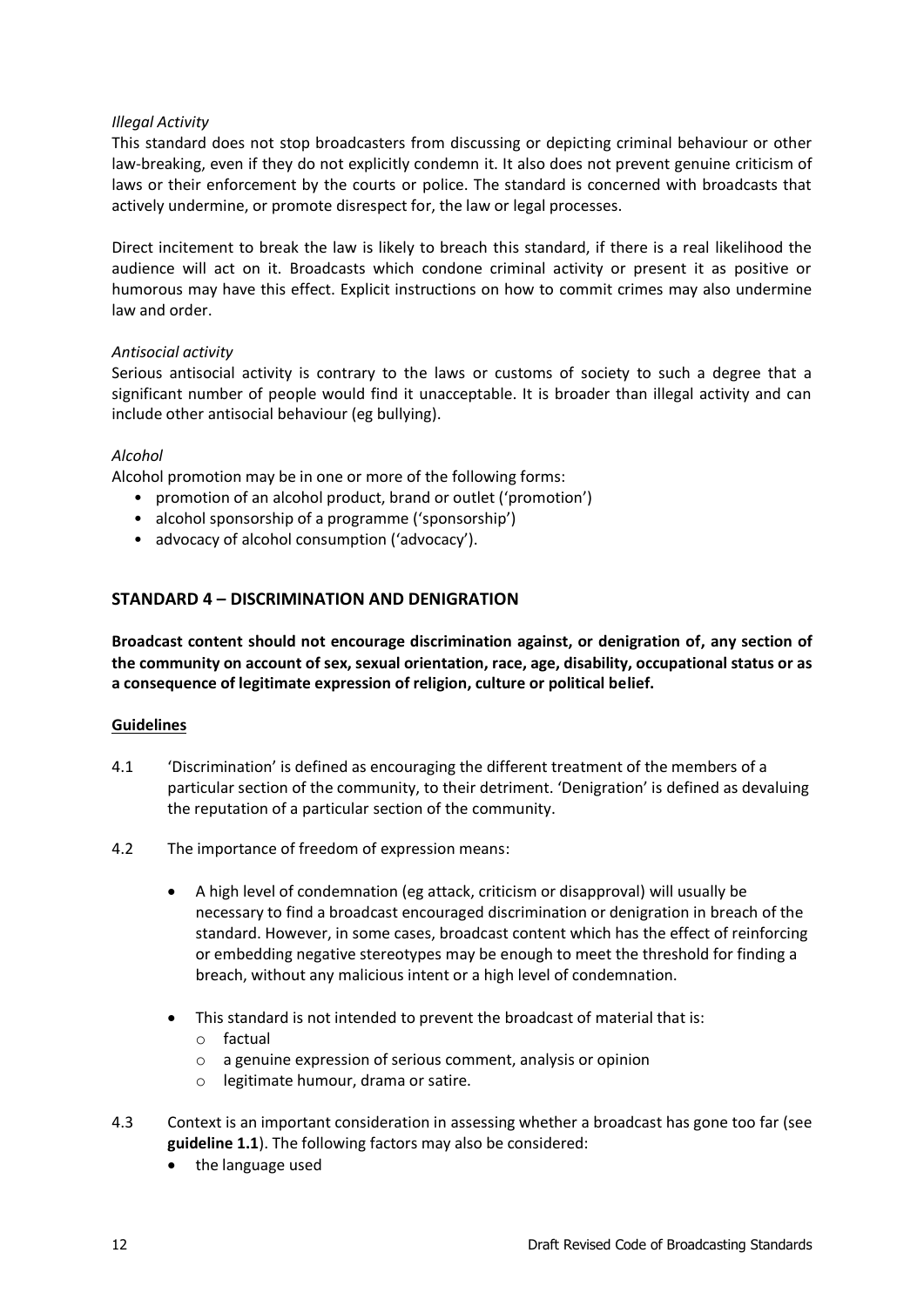*Illegal Activity*

This standard does not stop broadcasters from discussing or depicting criminal behaviour or other law-breaking, even if they do not explicitly condemn it. It also does not prevent genuine criticism of laws or their enforcement by the courts or police. The standard is concerned with broadcasts that actively undermine, or promote disrespect for, the law or legal processes.

Direct incitement to break the law is likely to breach this standard, if there is a real likelihood the audience will act on it. Broadcasts which condone criminal activity or present it as positive or humorous may have this effect. Explicit instructions on how to commit crimes may also undermine law and order.

*Antisocial activity*

Serious antisocial activity is contrary to the laws or customs of society to such a degree that a significant number of people would find it unacceptable. It is broader than illegal activity and can include other antisocial behaviour (eg bullying).

*Alcohol*

Alcohol promotion may be in one or more of the following forms:

- promotion of an alcohol product, brand or outlet ('promotion')
- alcohol sponsorship of a programme ('sponsorship')
- advocacy of alcohol consumption ('advocacy').

## STANDARD 4 – DISCRIMINATION AND DENIGRATION

**Broadcast content should not encourage discrimination against, or denigration of, any section of the community on account of sex, sexual orientation, race, age, disability, occupational status or as a consequence of legitimate expression of religion, culture or political belief.**

### Guidelines

4.1 'Discrimination' is defined as encouraging the different treatment of the members of a particular section of the community, to their detriment. 'Denigration' is defined as devaluing the reputation of a particular section of the community.

4.2 The importance of freedom of expression means:

- A high level of condemnation (eg attack, criticism or disapproval) will usually be necessary to find a broadcast encouraged discrimination or denigration in breach of the standard. However, in some cases, broadcast content which has the effect of reinforcing or embedding negative stereotypes may be enough to meet the threshold for finding a breach, without any malicious intent or a high level of condemnation.
- This standard is not intended to prevent the broadcast of material that is:
  - factual
  - a genuine expression of serious comment, analysis or opinion
  - legitimate humour, drama or satire.

4.3 Context is an important consideration in assessing whether a broadcast has gone too far (see **guideline 1.1**). The following factors may also be considered:

- the language used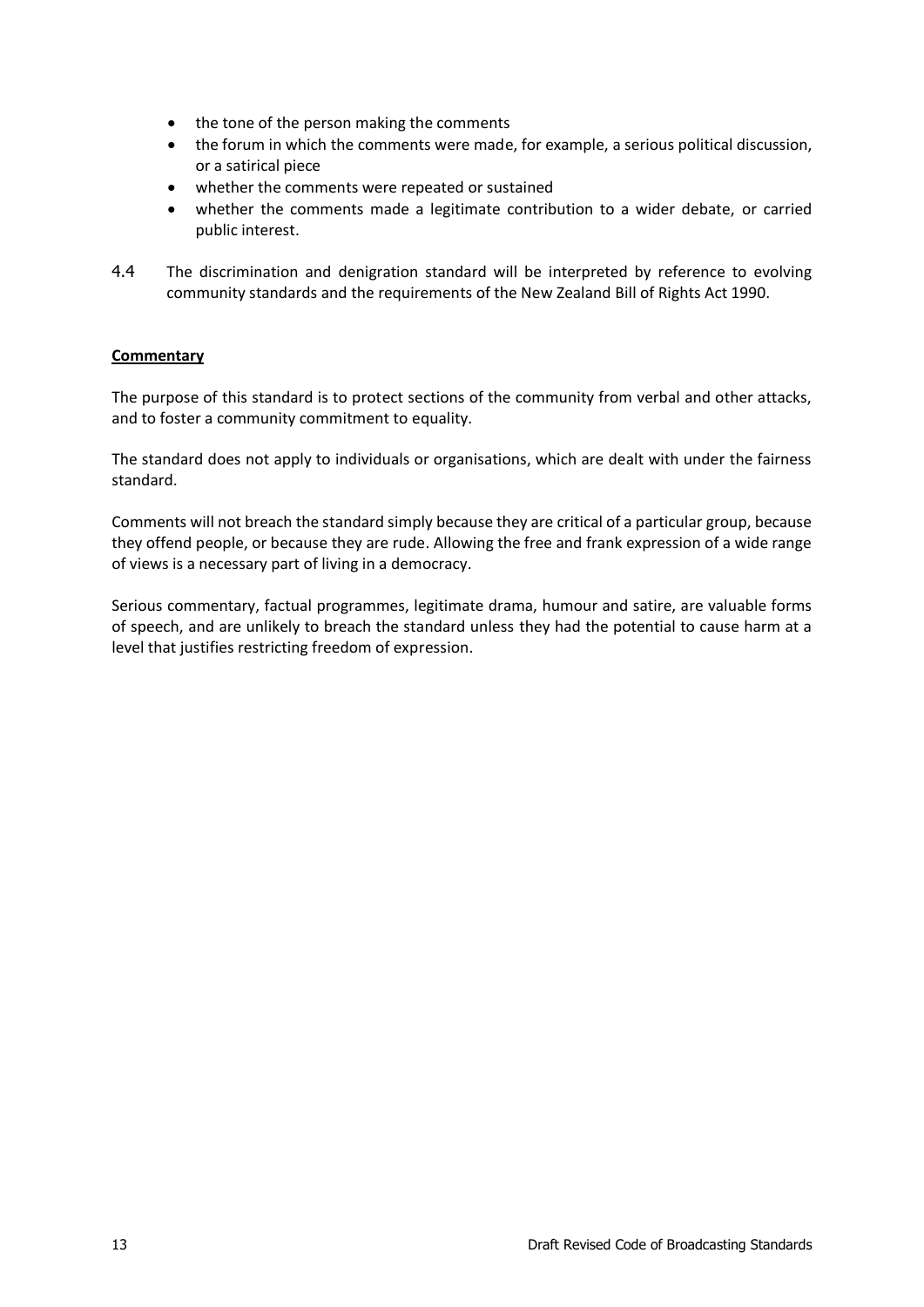- the tone of the person making the comments
- the forum in which the comments were made, for example, a serious political discussion, or a satirical piece
- whether the comments were repeated or sustained
- whether the comments made a legitimate contribution to a wider debate, or carried public interest.

4.4 The discrimination and denigration standard will be interpreted by reference to evolving community standards and the requirements of the New Zealand Bill of Rights Act 1990.

**Commentary**

The purpose of this standard is to protect sections of the community from verbal and other attacks, and to foster a community commitment to equality.

The standard does not apply to individuals or organisations, which are dealt with under the fairness standard.

Comments will not breach the standard simply because they are critical of a particular group, because they offend people, or because they are rude. Allowing the free and frank expression of a wide range of views is a necessary part of living in a democracy.

Serious commentary, factual programmes, legitimate drama, humour and satire, are valuable forms of speech, and are unlikely to breach the standard unless they had the potential to cause harm at a level that justifies restricting freedom of expression.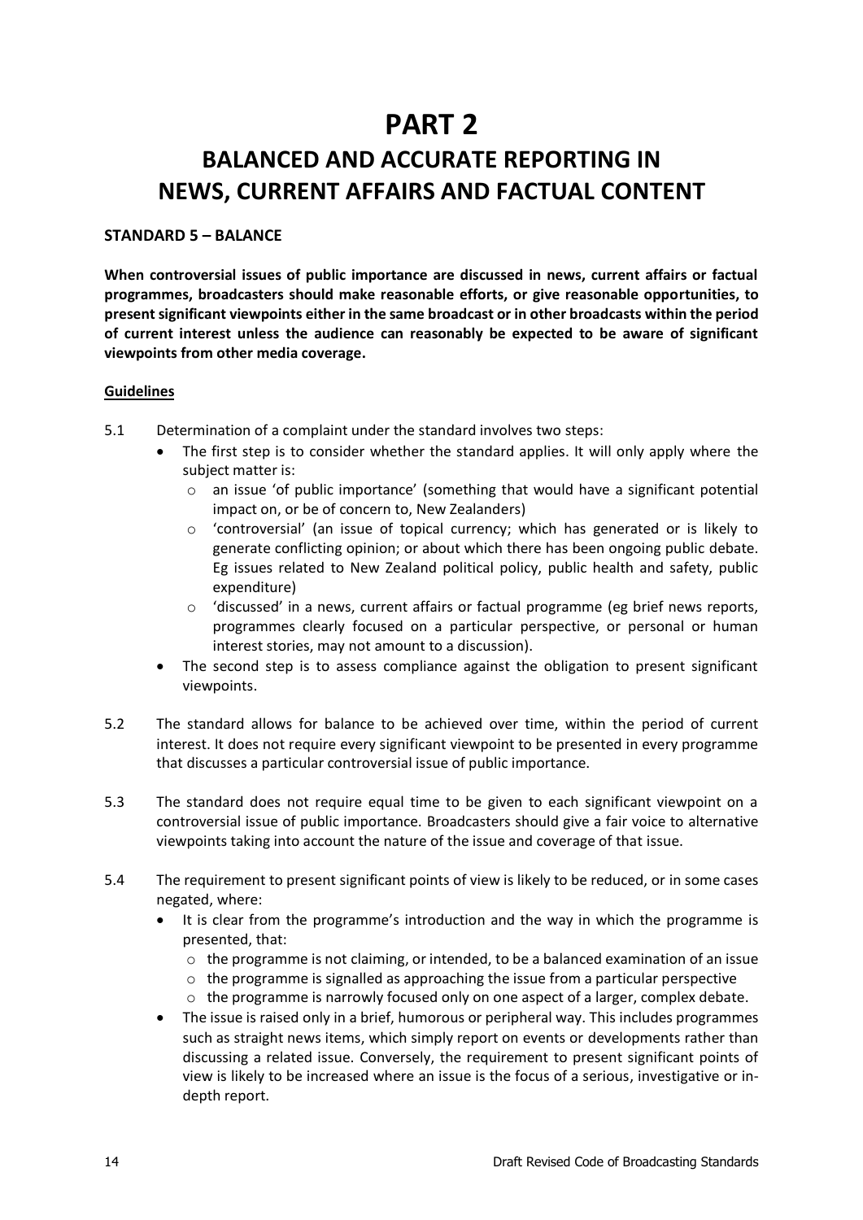# PART 2

## BALANCED AND ACCURATE REPORTING IN NEWS, CURRENT AFFAIRS AND FACTUAL CONTENT

### STANDARD 5 – BALANCE

**When controversial issues of public importance are discussed in news, current affairs or factual programmes, broadcasters should make reasonable efforts, or give reasonable opportunities, to present significant viewpoints either in the same broadcast or in other broadcasts within the period of current interest unless the audience can reasonably be expected to be aware of significant viewpoints from other media coverage.**

**Guidelines**

5.1 Determination of a complaint under the standard involves two steps:

- The first step is to consider whether the standard applies. It will only apply where the subject matter is:
  - an issue 'of public importance' (something that would have a significant potential impact on, or be of concern to, New Zealanders)
  - 'controversial' (an issue of topical currency; which has generated or is likely to generate conflicting opinion; or about which there has been ongoing public debate. Eg issues related to New Zealand political policy, public health and safety, public expenditure)
  - 'discussed' in a news, current affairs or factual programme (eg brief news reports, programmes clearly focused on a particular perspective, or personal or human interest stories, may not amount to a discussion).
- The second step is to assess compliance against the obligation to present significant viewpoints.

5.2 The standard allows for balance to be achieved over time, within the period of current interest. It does not require every significant viewpoint to be presented in every programme that discusses a particular controversial issue of public importance.

5.3 The standard does not require equal time to be given to each significant viewpoint on a controversial issue of public importance. Broadcasters should give a fair voice to alternative viewpoints taking into account the nature of the issue and coverage of that issue.

5.4 The requirement to present significant points of view is likely to be reduced, or in some cases negated, where:

- It is clear from the programme's introduction and the way in which the programme is presented, that:
  - the programme is not claiming, or intended, to be a balanced examination of an issue
  - the programme is signalled as approaching the issue from a particular perspective
  - the programme is narrowly focused only on one aspect of a larger, complex debate.
- The issue is raised only in a brief, humorous or peripheral way. This includes programmes such as straight news items, which simply report on events or developments rather than discussing a related issue. Conversely, the requirement to present significant points of view is likely to be increased where an issue is the focus of a serious, investigative or in-depth report.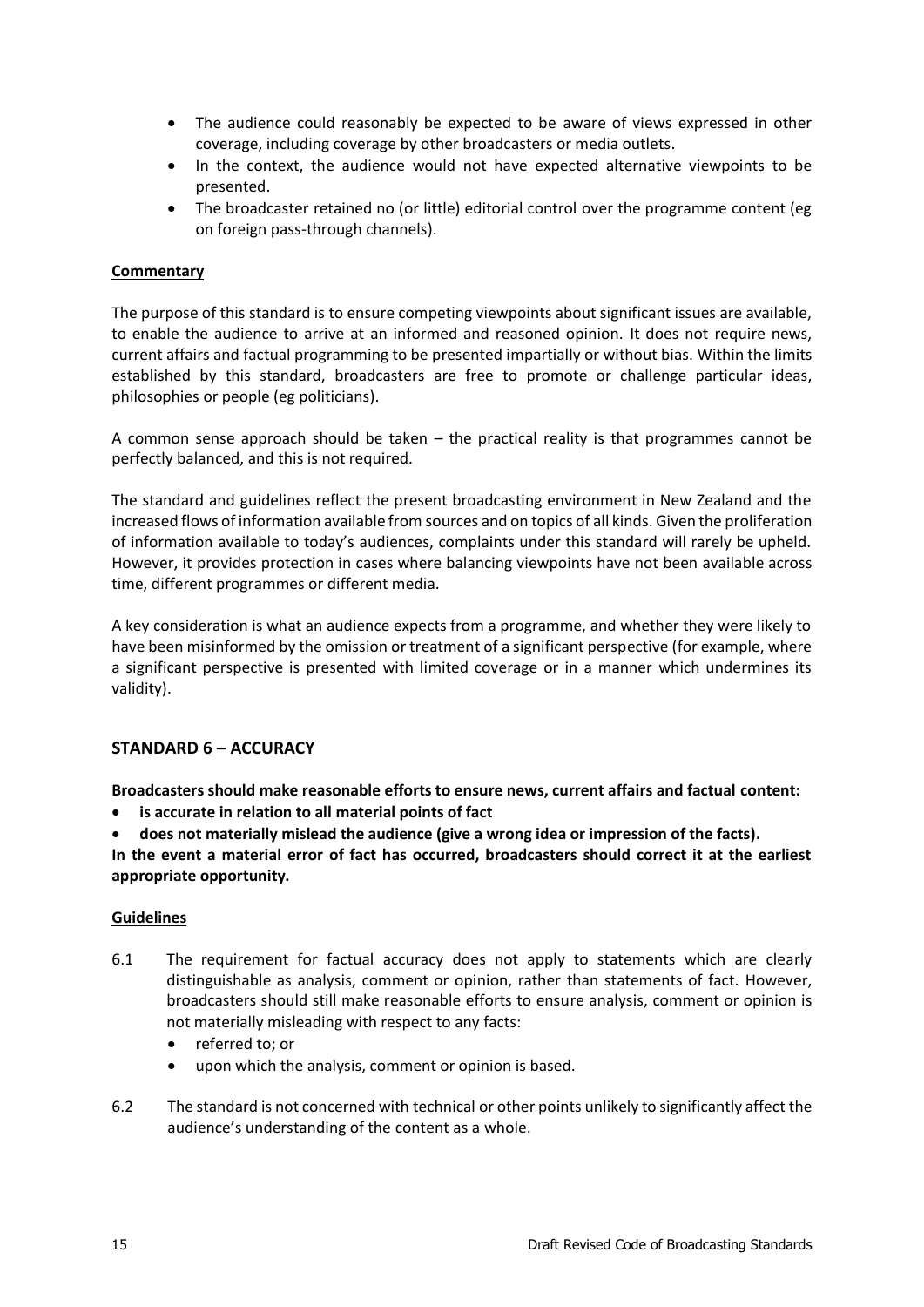- The audience could reasonably be expected to be aware of views expressed in other coverage, including coverage by other broadcasters or media outlets.
- In the context, the audience would not have expected alternative viewpoints to be presented.
- The broadcaster retained no (or little) editorial control over the programme content (eg on foreign pass-through channels).

**Commentary**

The purpose of this standard is to ensure competing viewpoints about significant issues are available, to enable the audience to arrive at an informed and reasoned opinion. It does not require news, current affairs and factual programming to be presented impartially or without bias. Within the limits established by this standard, broadcasters are free to promote or challenge particular ideas, philosophies or people (eg politicians).

A common sense approach should be taken – the practical reality is that programmes cannot be perfectly balanced, and this is not required.

The standard and guidelines reflect the present broadcasting environment in New Zealand and the increased flows of information available from sources and on topics of all kinds. Given the proliferation of information available to today's audiences, complaints under this standard will rarely be upheld. However, it provides protection in cases where balancing viewpoints have not been available across time, different programmes or different media.

A key consideration is what an audience expects from a programme, and whether they were likely to have been misinformed by the omission or treatment of a significant perspective (for example, where a significant perspective is presented with limited coverage or in a manner which undermines its validity).

## STANDARD 6 – ACCURACY

**Broadcasters should make reasonable efforts to ensure news, current affairs and factual content:**

- **is accurate in relation to all material points of fact**
- **does not materially mislead the audience (give a wrong idea or impression of the facts).**

**In the event a material error of fact has occurred, broadcasters should correct it at the earliest appropriate opportunity.**

**Guidelines**

6.1 The requirement for factual accuracy does not apply to statements which are clearly distinguishable as analysis, comment or opinion, rather than statements of fact. However, broadcasters should still make reasonable efforts to ensure analysis, comment or opinion is not materially misleading with respect to any facts:

- referred to; or
- upon which the analysis, comment or opinion is based.

6.2 The standard is not concerned with technical or other points unlikely to significantly affect the audience's understanding of the content as a whole.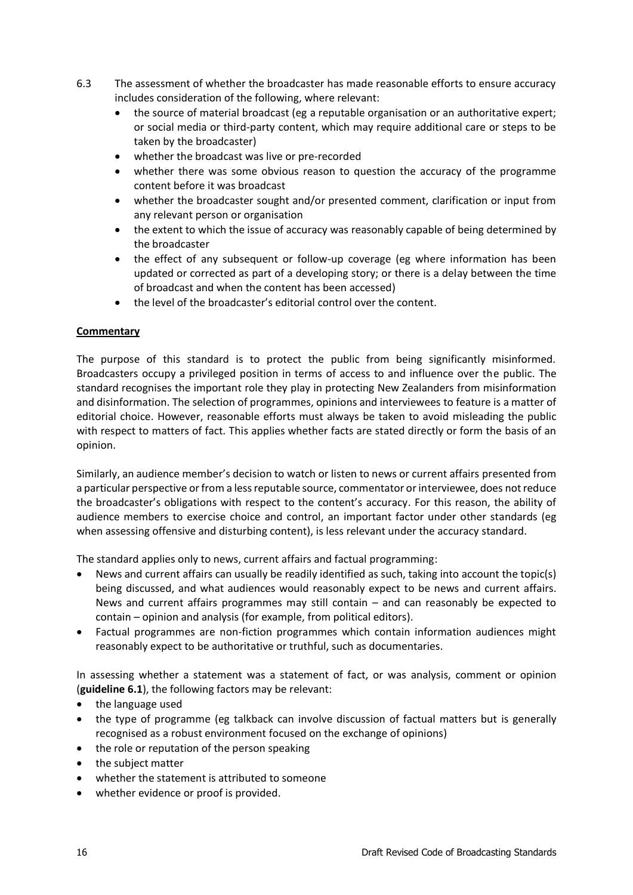6.3 The assessment of whether the broadcaster has made reasonable efforts to ensure accuracy includes consideration of the following, where relevant:

- the source of material broadcast (eg a reputable organisation or an authoritative expert; or social media or third-party content, which may require additional care or steps to be taken by the broadcaster)
- whether the broadcast was live or pre-recorded
- whether there was some obvious reason to question the accuracy of the programme content before it was broadcast
- whether the broadcaster sought and/or presented comment, clarification or input from any relevant person or organisation
- the extent to which the issue of accuracy was reasonably capable of being determined by the broadcaster
- the effect of any subsequent or follow-up coverage (eg where information has been updated or corrected as part of a developing story; or there is a delay between the time of broadcast and when the content has been accessed)
- the level of the broadcaster's editorial control over the content.

**Commentary**

The purpose of this standard is to protect the public from being significantly misinformed. Broadcasters occupy a privileged position in terms of access to and influence over the public. The standard recognises the important role they play in protecting New Zealanders from misinformation and disinformation. The selection of programmes, opinions and interviewees to feature is a matter of editorial choice. However, reasonable efforts must always be taken to avoid misleading the public with respect to matters of fact. This applies whether facts are stated directly or form the basis of an opinion.

Similarly, an audience member's decision to watch or listen to news or current affairs presented from a particular perspective or from a less reputable source, commentator or interviewee, does not reduce the broadcaster's obligations with respect to the content's accuracy. For this reason, the ability of audience members to exercise choice and control, an important factor under other standards (eg when assessing offensive and disturbing content), is less relevant under the accuracy standard.

The standard applies only to news, current affairs and factual programming:

- News and current affairs can usually be readily identified as such, taking into account the topic(s) being discussed, and what audiences would reasonably expect to be news and current affairs. News and current affairs programmes may still contain – and can reasonably be expected to contain – opinion and analysis (for example, from political editors).
- Factual programmes are non-fiction programmes which contain information audiences might reasonably expect to be authoritative or truthful, such as documentaries.

In assessing whether a statement was a statement of fact, or was analysis, comment or opinion (**guideline 6.1**), the following factors may be relevant:

- the language used
- the type of programme (eg talkback can involve discussion of factual matters but is generally recognised as a robust environment focused on the exchange of opinions)
- the role or reputation of the person speaking
- the subject matter
- whether the statement is attributed to someone
- whether evidence or proof is provided.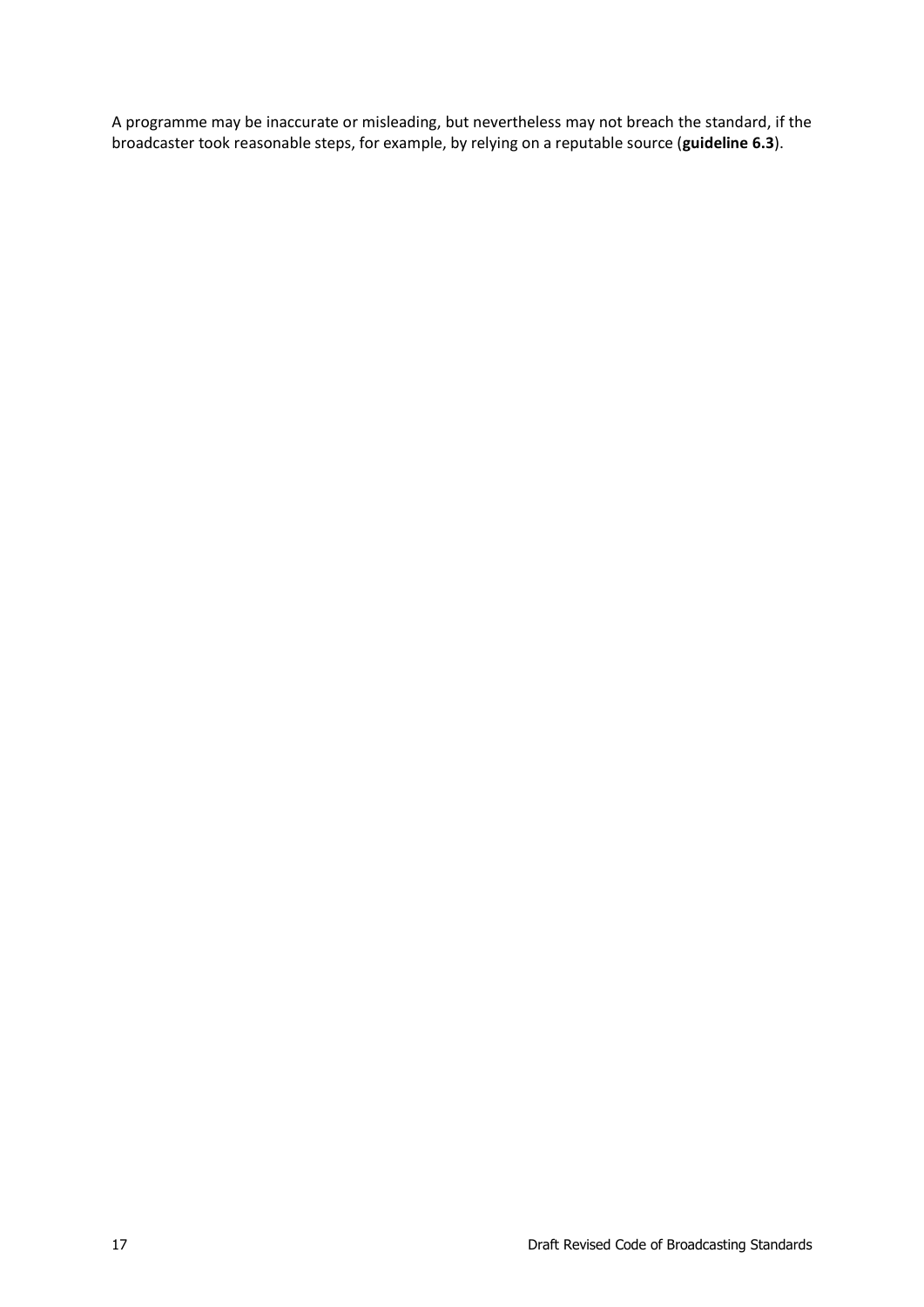A programme may be inaccurate or misleading, but nevertheless may not breach the standard, if the broadcaster took reasonable steps, for example, by relying on a reputable source (**guideline 6.3**).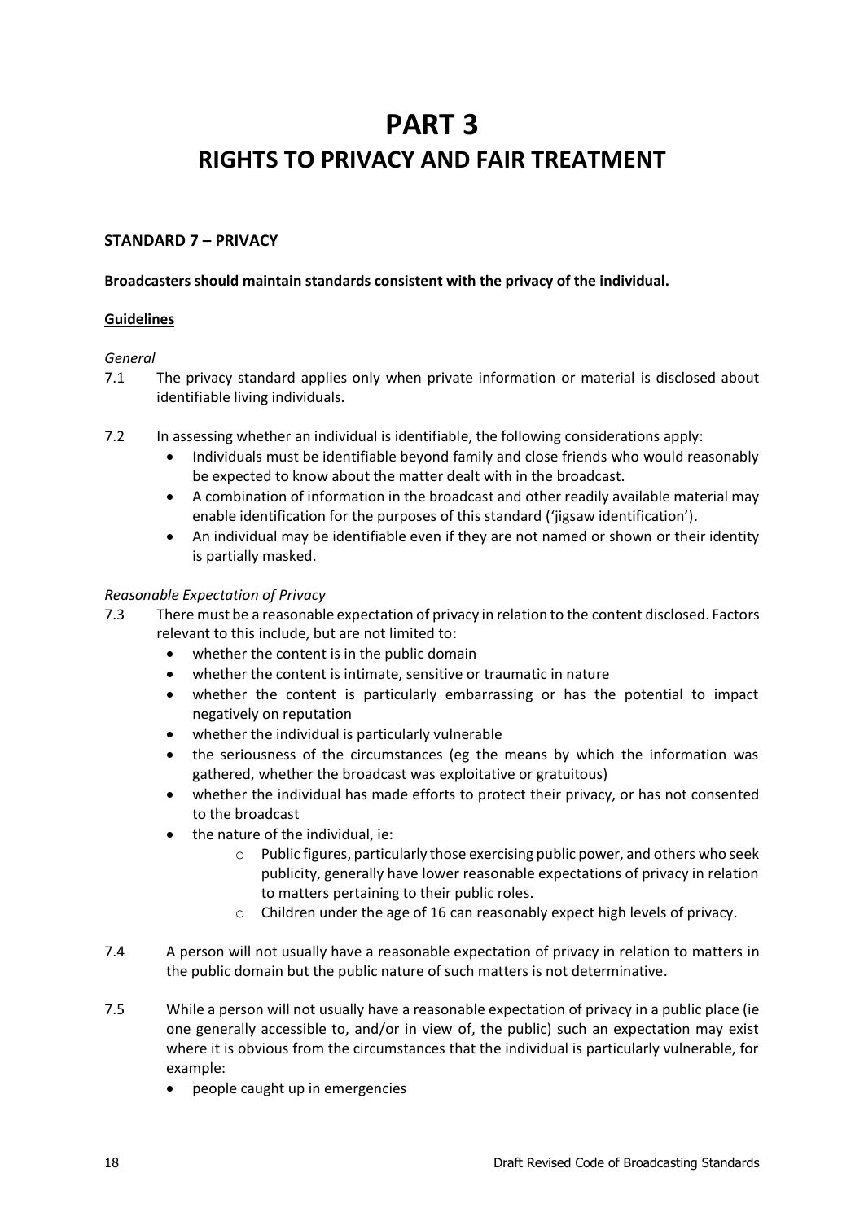# PART 3

# RIGHTS TO PRIVACY AND FAIR TREATMENT

## STANDARD 7 – PRIVACY

**Broadcasters should maintain standards consistent with the privacy of the individual.**

**Guidelines**

*General*

7.1 The privacy standard applies only when private information or material is disclosed about identifiable living individuals.

7.2 In assessing whether an individual is identifiable, the following considerations apply:

- Individuals must be identifiable beyond family and close friends who would reasonably be expected to know about the matter dealt with in the broadcast.
- A combination of information in the broadcast and other readily available material may enable identification for the purposes of this standard ('jigsaw identification').
- An individual may be identifiable even if they are not named or shown or their identity is partially masked.

*Reasonable Expectation of Privacy*

7.3 There must be a reasonable expectation of privacy in relation to the content disclosed. Factors relevant to this include, but are not limited to:

- whether the content is in the public domain
- whether the content is intimate, sensitive or traumatic in nature
- whether the content is particularly embarrassing or has the potential to impact negatively on reputation
- whether the individual is particularly vulnerable
- the seriousness of the circumstances (eg the means by which the information was gathered, whether the broadcast was exploitative or gratuitous)
- whether the individual has made efforts to protect their privacy, or has not consented to the broadcast
- the nature of the individual, ie:
  - Public figures, particularly those exercising public power, and others who seek publicity, generally have lower reasonable expectations of privacy in relation to matters pertaining to their public roles.
  - Children under the age of 16 can reasonably expect high levels of privacy.

7.4 A person will not usually have a reasonable expectation of privacy in relation to matters in the public domain but the public nature of such matters is not determinative.

7.5 While a person will not usually have a reasonable expectation of privacy in a public place (ie one generally accessible to, and/or in view of, the public) such an expectation may exist where it is obvious from the circumstances that the individual is particularly vulnerable, for example:

- people caught up in emergencies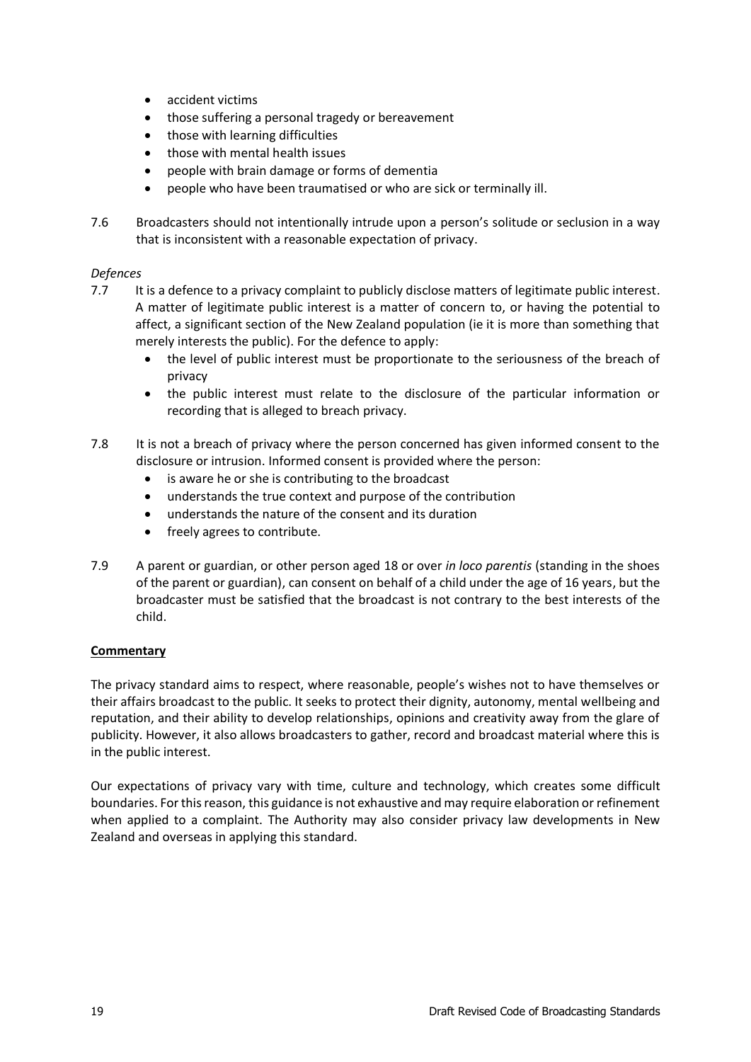- accident victims
- those suffering a personal tragedy or bereavement
- those with learning difficulties
- those with mental health issues
- people with brain damage or forms of dementia
- people who have been traumatised or who are sick or terminally ill.

7.6 Broadcasters should not intentionally intrude upon a person's solitude or seclusion in a way that is inconsistent with a reasonable expectation of privacy.

*Defences*

7.7 It is a defence to a privacy complaint to publicly disclose matters of legitimate public interest. A matter of legitimate public interest is a matter of concern to, or having the potential to affect, a significant section of the New Zealand population (ie it is more than something that merely interests the public). For the defence to apply:

- the level of public interest must be proportionate to the seriousness of the breach of privacy
- the public interest must relate to the disclosure of the particular information or recording that is alleged to breach privacy.

7.8 It is not a breach of privacy where the person concerned has given informed consent to the disclosure or intrusion. Informed consent is provided where the person:

- is aware he or she is contributing to the broadcast
- understands the true context and purpose of the contribution
- understands the nature of the consent and its duration
- freely agrees to contribute.

7.9 A parent or guardian, or other person aged 18 or over *in loco parentis* (standing in the shoes of the parent or guardian), can consent on behalf of a child under the age of 16 years, but the broadcaster must be satisfied that the broadcast is not contrary to the best interests of the child.

**Commentary**

The privacy standard aims to respect, where reasonable, people's wishes not to have themselves or their affairs broadcast to the public. It seeks to protect their dignity, autonomy, mental wellbeing and reputation, and their ability to develop relationships, opinions and creativity away from the glare of publicity. However, it also allows broadcasters to gather, record and broadcast material where this is in the public interest.

Our expectations of privacy vary with time, culture and technology, which creates some difficult boundaries. For this reason, this guidance is not exhaustive and may require elaboration or refinement when applied to a complaint. The Authority may also consider privacy law developments in New Zealand and overseas in applying this standard.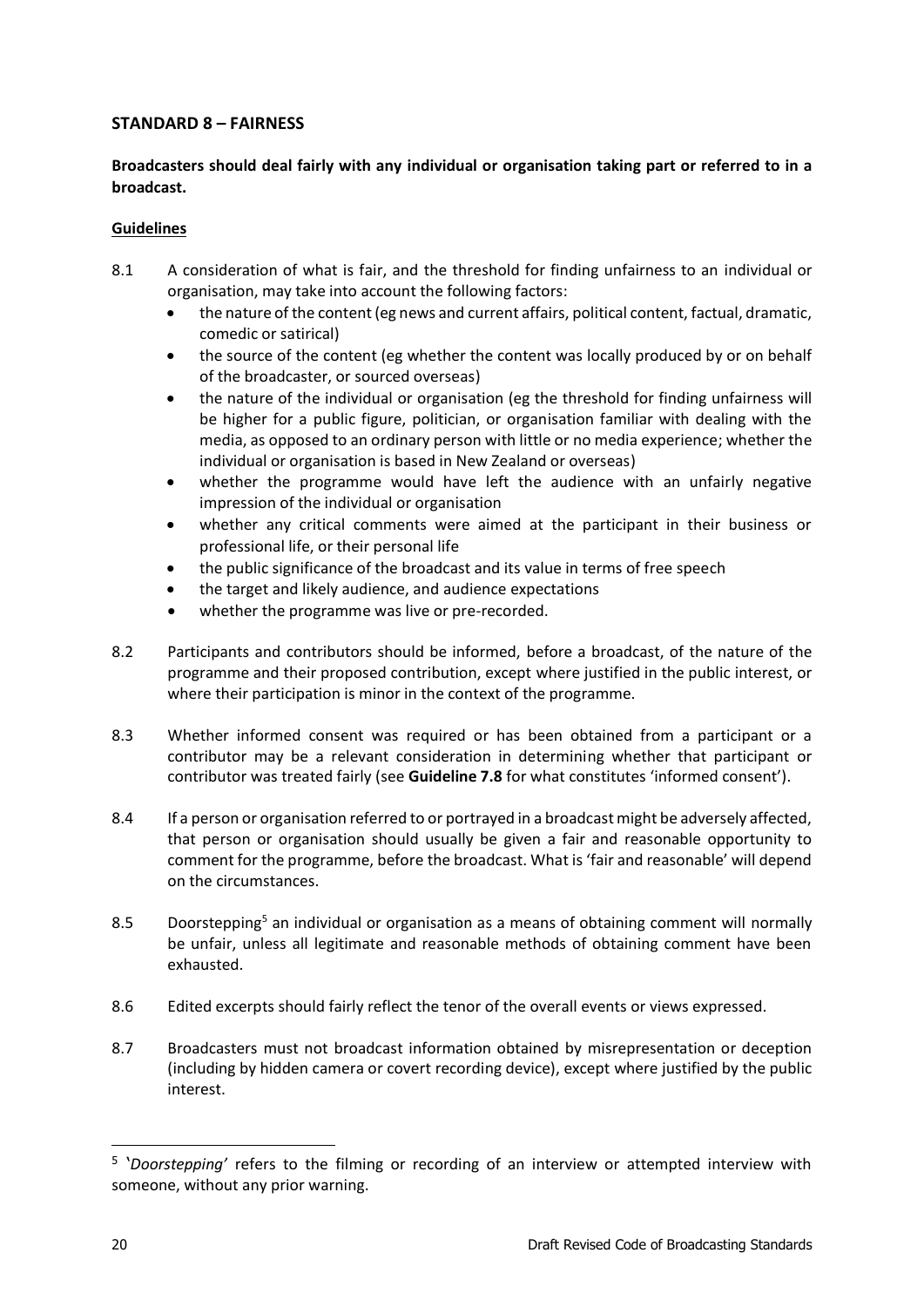## STANDARD 8 – FAIRNESS

**Broadcasters should deal fairly with any individual or organisation taking part or referred to in a broadcast.**

### Guidelines

8.1 A consideration of what is fair, and the threshold for finding unfairness to an individual or organisation, may take into account the following factors:

- the nature of the content (eg news and current affairs, political content, factual, dramatic, comedic or satirical)
- the source of the content (eg whether the content was locally produced by or on behalf of the broadcaster, or sourced overseas)
- the nature of the individual or organisation (eg the threshold for finding unfairness will be higher for a public figure, politician, or organisation familiar with dealing with the media, as opposed to an ordinary person with little or no media experience; whether the individual or organisation is based in New Zealand or overseas)
- whether the programme would have left the audience with an unfairly negative impression of the individual or organisation
- whether any critical comments were aimed at the participant in their business or professional life, or their personal life
- the public significance of the broadcast and its value in terms of free speech
- the target and likely audience, and audience expectations
- whether the programme was live or pre-recorded.

8.2 Participants and contributors should be informed, before a broadcast, of the nature of the programme and their proposed contribution, except where justified in the public interest, or where their participation is minor in the context of the programme.

8.3 Whether informed consent was required or has been obtained from a participant or a contributor may be a relevant consideration in determining whether that participant or contributor was treated fairly (see **Guideline 7.8** for what constitutes 'informed consent').

8.4 If a person or organisation referred to or portrayed in a broadcast might be adversely affected, that person or organisation should usually be given a fair and reasonable opportunity to comment for the programme, before the broadcast. What is 'fair and reasonable' will depend on the circumstances.

8.5 Doorstepping[5] an individual or organisation as a means of obtaining comment will normally be unfair, unless all legitimate and reasonable methods of obtaining comment have been exhausted.

8.6 Edited excerpts should fairly reflect the tenor of the overall events or views expressed.

8.7 Broadcasters must not broadcast information obtained by misrepresentation or deception (including by hidden camera or covert recording device), except where justified by the public interest.

---

[5] '*Doorstepping'* refers to the filming or recording of an interview or attempted interview with someone, without any prior warning.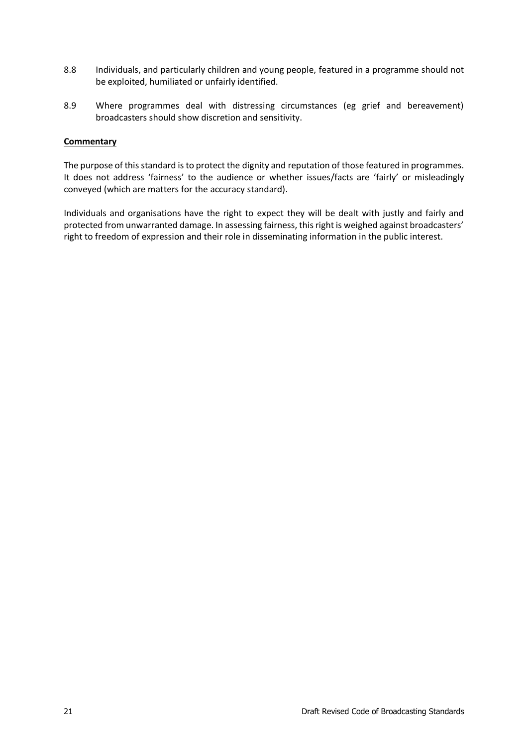8.8 Individuals, and particularly children and young people, featured in a programme should not be exploited, humiliated or unfairly identified.

8.9 Where programmes deal with distressing circumstances (eg grief and bereavement) broadcasters should show discretion and sensitivity.

**Commentary**

The purpose of this standard is to protect the dignity and reputation of those featured in programmes. It does not address 'fairness' to the audience or whether issues/facts are 'fairly' or misleadingly conveyed (which are matters for the accuracy standard).

Individuals and organisations have the right to expect they will be dealt with justly and fairly and protected from unwarranted damage. In assessing fairness, this right is weighed against broadcasters' right to freedom of expression and their role in disseminating information in the public interest.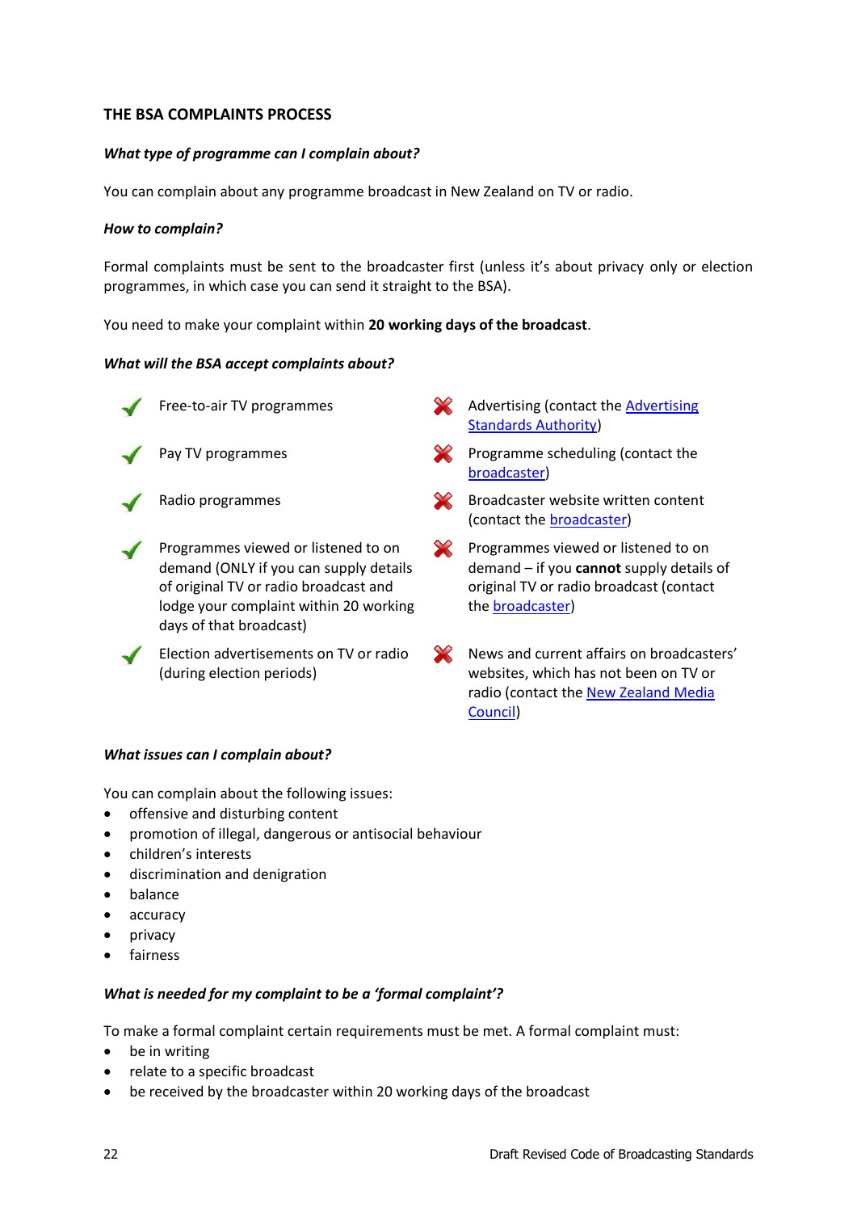## THE BSA COMPLAINTS PROCESS

***What type of programme can I complain about?***

You can complain about any programme broadcast in New Zealand on TV or radio.

***How to complain?***

Formal complaints must be sent to the broadcaster first (unless it's about privacy only or election programmes, in which case you can send it straight to the BSA).

You need to make your complaint within **20 working days of the broadcast**.

***What will the BSA accept complaints about?***

| Accepted | Not accepted |
| --- | --- |
| ✔ Free-to-air TV programmes | ✘ Advertising (contact the Advertising Standards Authority) |
| ✔ Pay TV programmes | ✘ Programme scheduling (contact the broadcaster) |
| ✔ Radio programmes | ✘ Broadcaster website written content (contact the broadcaster) |
| ✔ Programmes viewed or listened to on demand (ONLY if you can supply details of original TV or radio broadcast and lodge your complaint within 20 working days of that broadcast) | ✘ Programmes viewed or listened to on demand – if you **cannot** supply details of original TV or radio broadcast (contact the broadcaster) |
| ✔ Election advertisements on TV or radio (during election periods) | ✘ News and current affairs on broadcasters' websites, which has not been on TV or radio (contact the New Zealand Media Council) |

***What issues can I complain about?***

You can complain about the following issues:

- offensive and disturbing content
- promotion of illegal, dangerous or antisocial behaviour
- children's interests
- discrimination and denigration
- balance
- accuracy
- privacy
- fairness

***What is needed for my complaint to be a 'formal complaint'?***

To make a formal complaint certain requirements must be met. A formal complaint must:

- be in writing
- relate to a specific broadcast
- be received by the broadcaster within 20 working days of the broadcast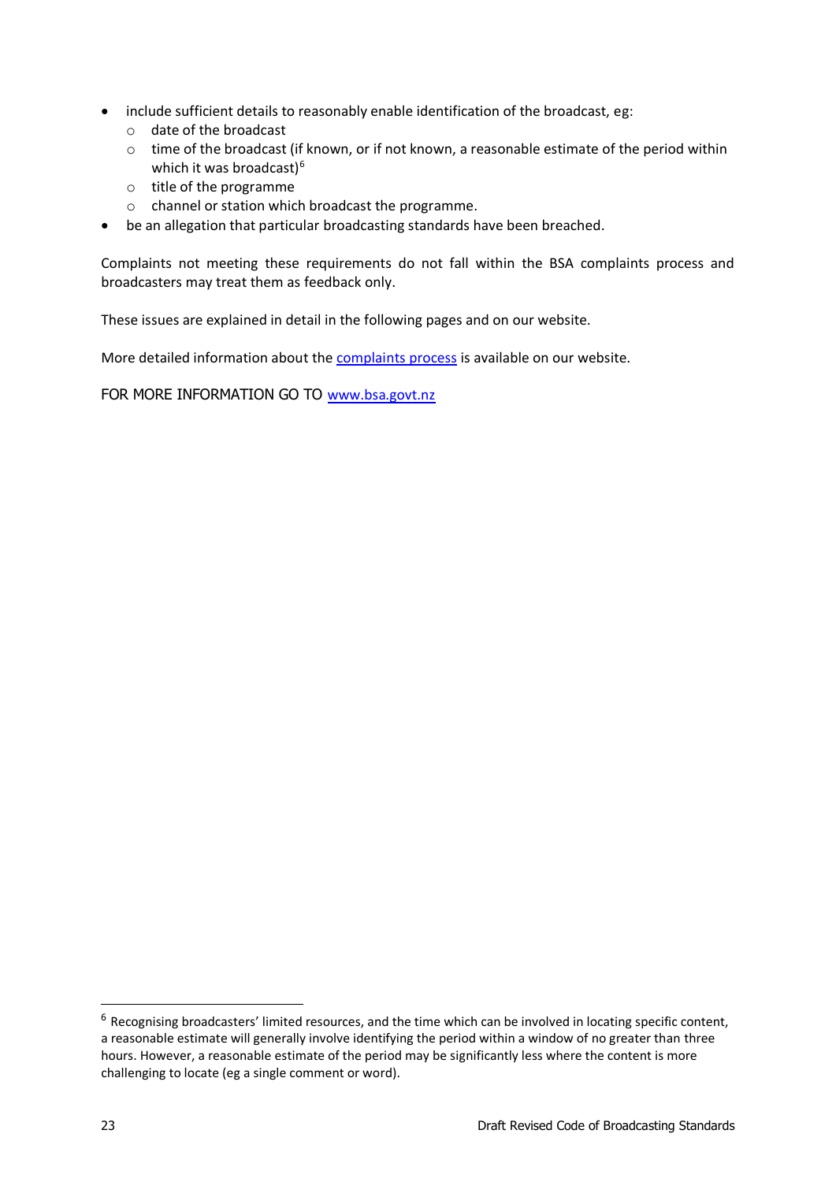- include sufficient details to reasonably enable identification of the broadcast, eg:
  - date of the broadcast
  - time of the broadcast (if known, or if not known, a reasonable estimate of the period within which it was broadcast)[6]
  - title of the programme
  - channel or station which broadcast the programme.
- be an allegation that particular broadcasting standards have been breached.

Complaints not meeting these requirements do not fall within the BSA complaints process and broadcasters may treat them as feedback only.

These issues are explained in detail in the following pages and on our website.

More detailed information about the [complaints process](complaints process) is available on our website.

FOR MORE INFORMATION GO TO [www.bsa.govt.nz](http://www.bsa.govt.nz)

---

[6] Recognising broadcasters' limited resources, and the time which can be involved in locating specific content, a reasonable estimate will generally involve identifying the period within a window of no greater than three hours. However, a reasonable estimate of the period may be significantly less where the content is more challenging to locate (eg a single comment or word).